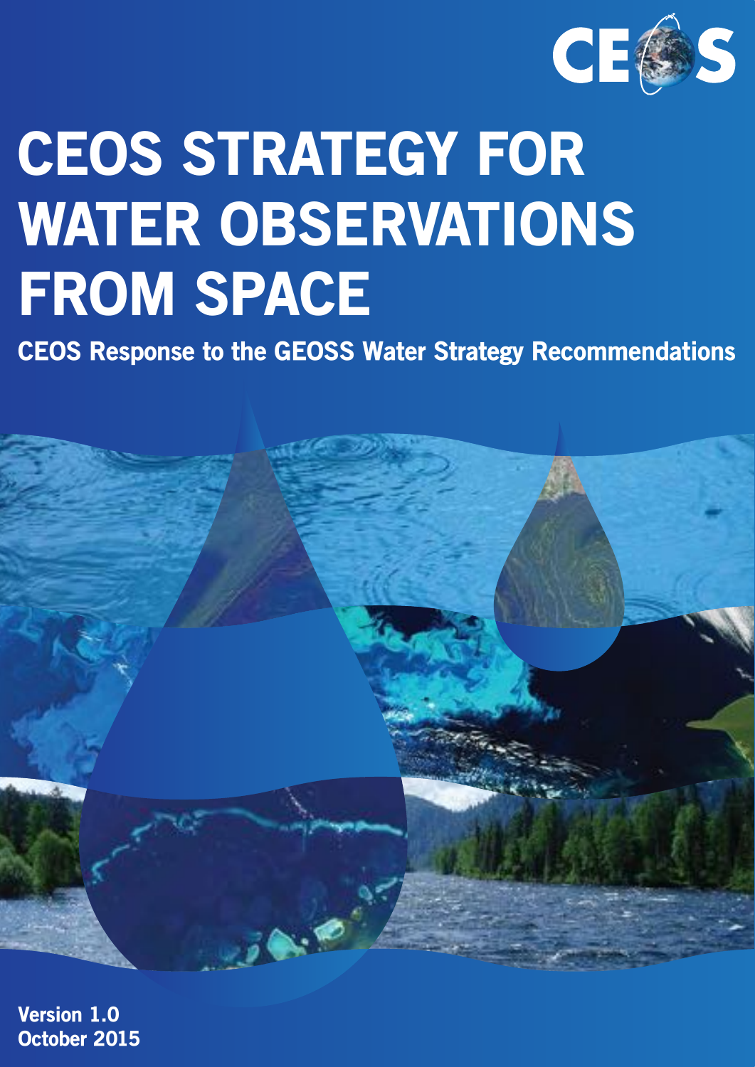CEOS

# CEOS STRATEGY FOR WATER OBSERVATIONS FROM SPACE

**CEOS Response to the GEOSS Water Strategy Recommendations**

**Version 1.0**
**October 2015**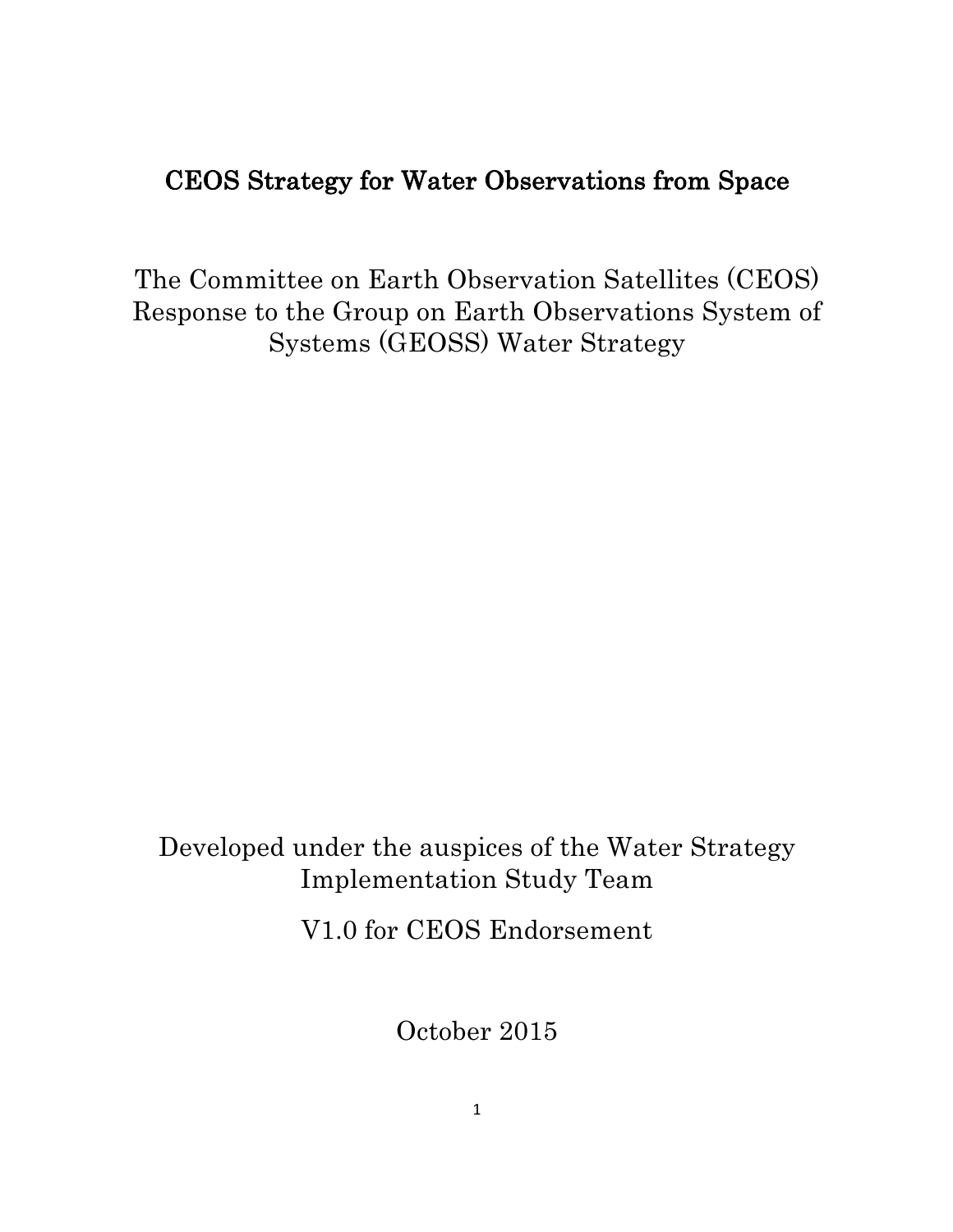# CEOS Strategy for Water Observations from Space

The Committee on Earth Observation Satellites (CEOS) Response to the Group on Earth Observations System of Systems (GEOSS) Water Strategy

Developed under the auspices of the Water Strategy Implementation Study Team

V1.0 for CEOS Endorsement

October 2015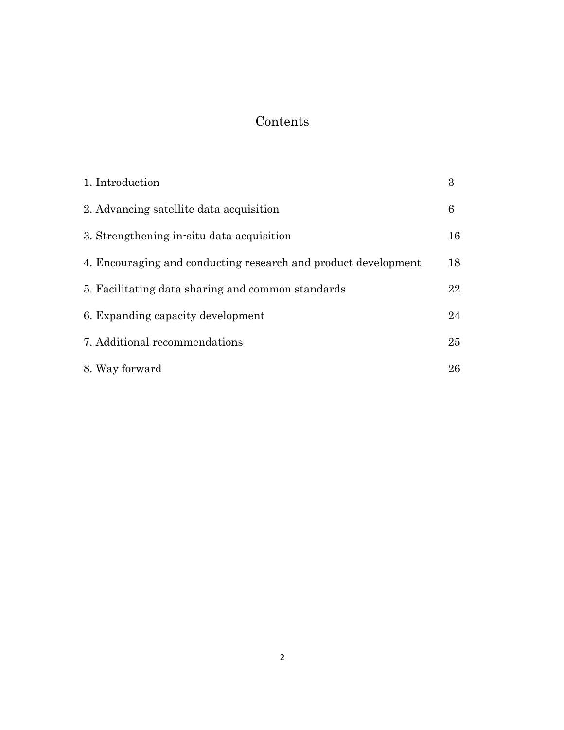# Contents

| | |
|---|---|
| 1. Introduction | 3 |
| 2. Advancing satellite data acquisition | 6 |
| 3. Strengthening in-situ data acquisition | 16 |
| 4. Encouraging and conducting research and product development | 18 |
| 5. Facilitating data sharing and common standards | 22 |
| 6. Expanding capacity development | 24 |
| 7. Additional recommendations | 25 |
| 8. Way forward | 26 |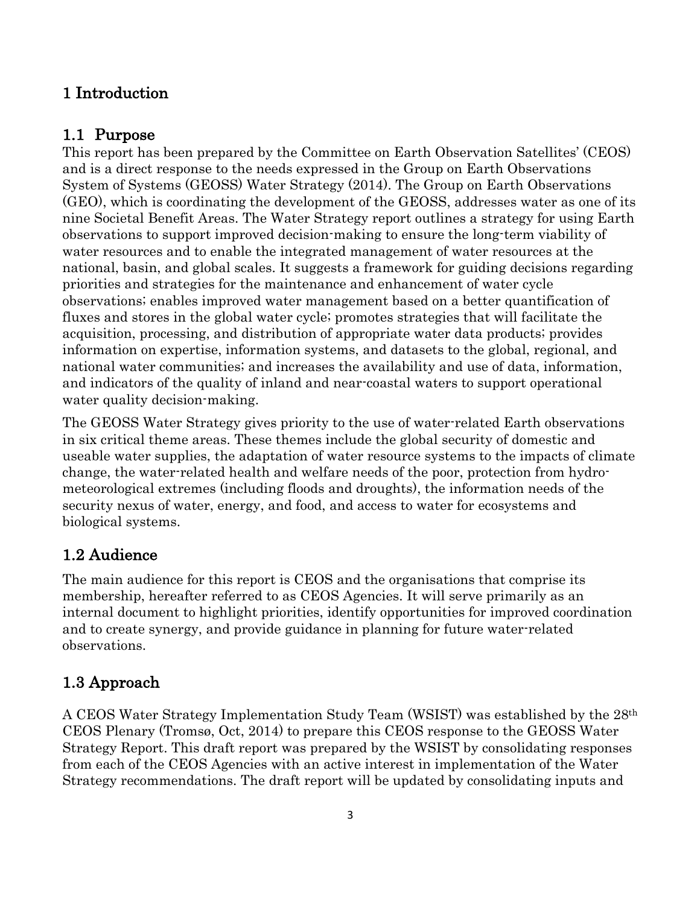# 1 Introduction

## 1.1 Purpose

This report has been prepared by the Committee on Earth Observation Satellites' (CEOS) and is a direct response to the needs expressed in the Group on Earth Observations System of Systems (GEOSS) Water Strategy (2014). The Group on Earth Observations (GEO), which is coordinating the development of the GEOSS, addresses water as one of its nine Societal Benefit Areas. The Water Strategy report outlines a strategy for using Earth observations to support improved decision-making to ensure the long-term viability of water resources and to enable the integrated management of water resources at the national, basin, and global scales. It suggests a framework for guiding decisions regarding priorities and strategies for the maintenance and enhancement of water cycle observations; enables improved water management based on a better quantification of fluxes and stores in the global water cycle; promotes strategies that will facilitate the acquisition, processing, and distribution of appropriate water data products; provides information on expertise, information systems, and datasets to the global, regional, and national water communities; and increases the availability and use of data, information, and indicators of the quality of inland and near-coastal waters to support operational water quality decision-making.

The GEOSS Water Strategy gives priority to the use of water-related Earth observations in six critical theme areas. These themes include the global security of domestic and useable water supplies, the adaptation of water resource systems to the impacts of climate change, the water-related health and welfare needs of the poor, protection from hydro-meteorological extremes (including floods and droughts), the information needs of the security nexus of water, energy, and food, and access to water for ecosystems and biological systems.

## 1.2 Audience

The main audience for this report is CEOS and the organisations that comprise its membership, hereafter referred to as CEOS Agencies. It will serve primarily as an internal document to highlight priorities, identify opportunities for improved coordination and to create synergy, and provide guidance in planning for future water-related observations.

## 1.3 Approach

A CEOS Water Strategy Implementation Study Team (WSIST) was established by the 28th CEOS Plenary (Tromsø, Oct, 2014) to prepare this CEOS response to the GEOSS Water Strategy Report. This draft report was prepared by the WSIST by consolidating responses from each of the CEOS Agencies with an active interest in implementation of the Water Strategy recommendations. The draft report will be updated by consolidating inputs and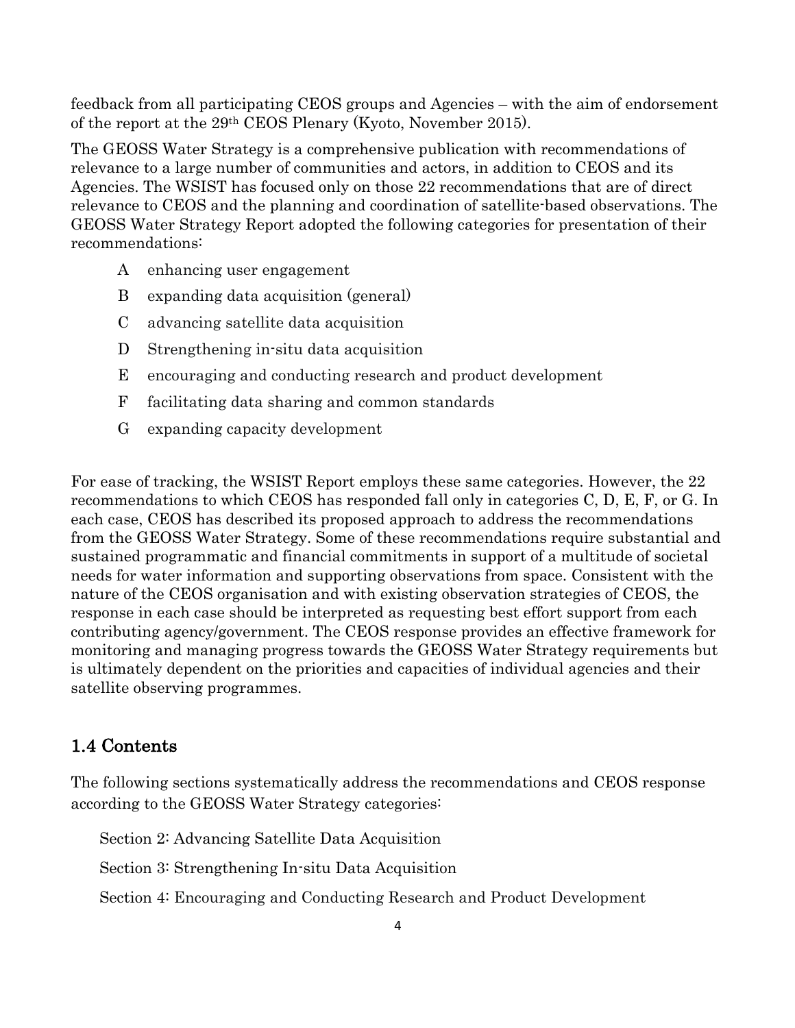feedback from all participating CEOS groups and Agencies – with the aim of endorsement of the report at the 29th CEOS Plenary (Kyoto, November 2015).

The GEOSS Water Strategy is a comprehensive publication with recommendations of relevance to a large number of communities and actors, in addition to CEOS and its Agencies. The WSIST has focused only on those 22 recommendations that are of direct relevance to CEOS and the planning and coordination of satellite-based observations. The GEOSS Water Strategy Report adopted the following categories for presentation of their recommendations:

- A enhancing user engagement
- B expanding data acquisition (general)
- C advancing satellite data acquisition
- D Strengthening in-situ data acquisition
- E encouraging and conducting research and product development
- F facilitating data sharing and common standards
- G expanding capacity development

For ease of tracking, the WSIST Report employs these same categories. However, the 22 recommendations to which CEOS has responded fall only in categories C, D, E, F, or G. In each case, CEOS has described its proposed approach to address the recommendations from the GEOSS Water Strategy. Some of these recommendations require substantial and sustained programmatic and financial commitments in support of a multitude of societal needs for water information and supporting observations from space. Consistent with the nature of the CEOS organisation and with existing observation strategies of CEOS, the response in each case should be interpreted as requesting best effort support from each contributing agency/government. The CEOS response provides an effective framework for monitoring and managing progress towards the GEOSS Water Strategy requirements but is ultimately dependent on the priorities and capacities of individual agencies and their satellite observing programmes.

## 1.4 Contents

The following sections systematically address the recommendations and CEOS response according to the GEOSS Water Strategy categories:

Section 2: Advancing Satellite Data Acquisition

Section 3: Strengthening In-situ Data Acquisition

Section 4: Encouraging and Conducting Research and Product Development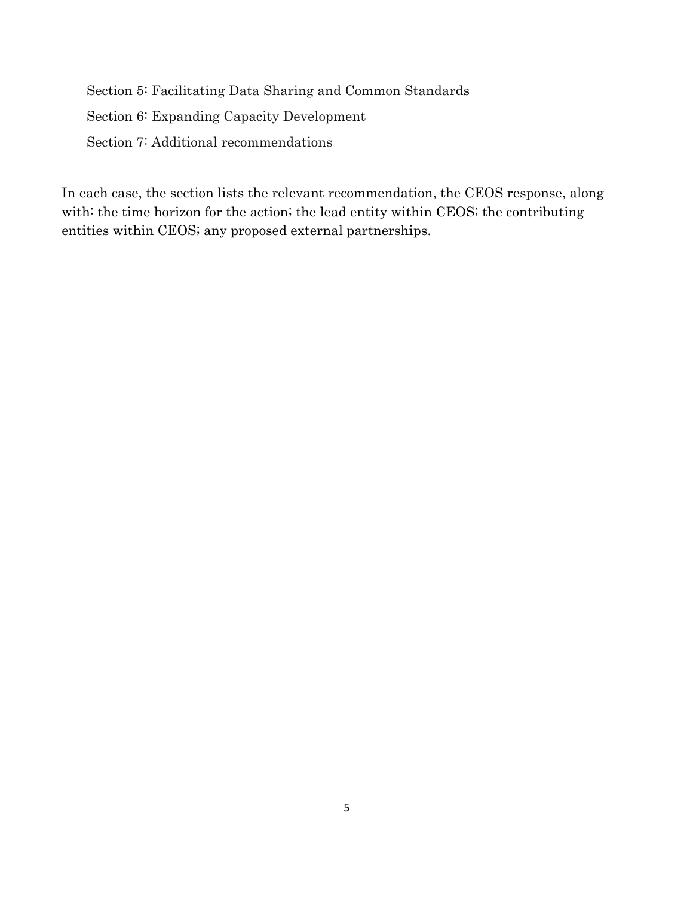Section 5: Facilitating Data Sharing and Common Standards

Section 6: Expanding Capacity Development

Section 7: Additional recommendations

In each case, the section lists the relevant recommendation, the CEOS response, along with: the time horizon for the action; the lead entity within CEOS; the contributing entities within CEOS; any proposed external partnerships.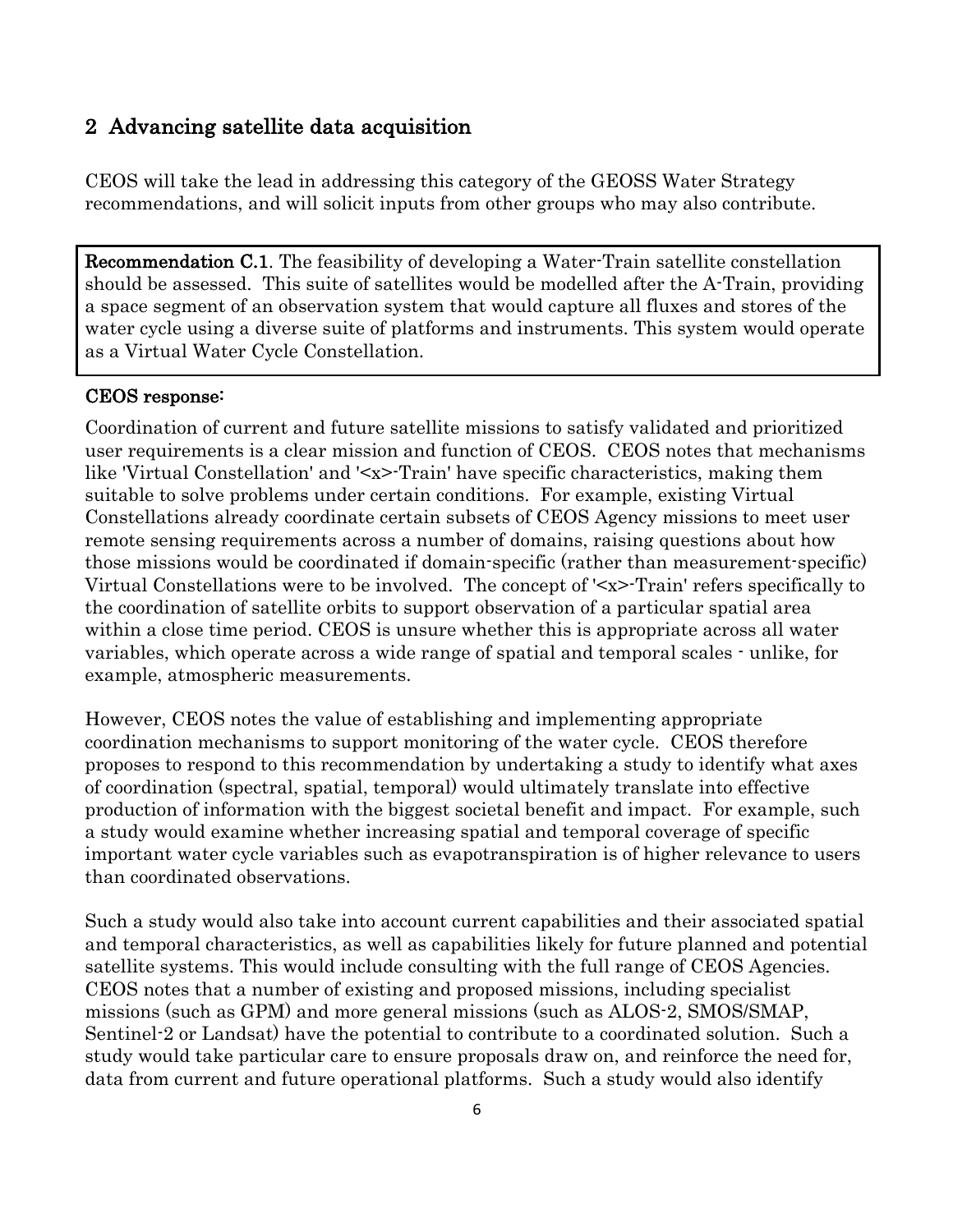## 2 Advancing satellite data acquisition

CEOS will take the lead in addressing this category of the GEOSS Water Strategy recommendations, and will solicit inputs from other groups who may also contribute.

**Recommendation C.1**. The feasibility of developing a Water-Train satellite constellation should be assessed. This suite of satellites would be modelled after the A-Train, providing a space segment of an observation system that would capture all fluxes and stores of the water cycle using a diverse suite of platforms and instruments. This system would operate as a Virtual Water Cycle Constellation.

**CEOS response:**

Coordination of current and future satellite missions to satisfy validated and prioritized user requirements is a clear mission and function of CEOS. CEOS notes that mechanisms like 'Virtual Constellation' and '<x>-Train' have specific characteristics, making them suitable to solve problems under certain conditions. For example, existing Virtual Constellations already coordinate certain subsets of CEOS Agency missions to meet user remote sensing requirements across a number of domains, raising questions about how those missions would be coordinated if domain-specific (rather than measurement-specific) Virtual Constellations were to be involved. The concept of '<x>-Train' refers specifically to the coordination of satellite orbits to support observation of a particular spatial area within a close time period. CEOS is unsure whether this is appropriate across all water variables, which operate across a wide range of spatial and temporal scales - unlike, for example, atmospheric measurements.

However, CEOS notes the value of establishing and implementing appropriate coordination mechanisms to support monitoring of the water cycle. CEOS therefore proposes to respond to this recommendation by undertaking a study to identify what axes of coordination (spectral, spatial, temporal) would ultimately translate into effective production of information with the biggest societal benefit and impact. For example, such a study would examine whether increasing spatial and temporal coverage of specific important water cycle variables such as evapotranspiration is of higher relevance to users than coordinated observations.

Such a study would also take into account current capabilities and their associated spatial and temporal characteristics, as well as capabilities likely for future planned and potential satellite systems. This would include consulting with the full range of CEOS Agencies. CEOS notes that a number of existing and proposed missions, including specialist missions (such as GPM) and more general missions (such as ALOS-2, SMOS/SMAP, Sentinel-2 or Landsat) have the potential to contribute to a coordinated solution. Such a study would take particular care to ensure proposals draw on, and reinforce the need for, data from current and future operational platforms. Such a study would also identify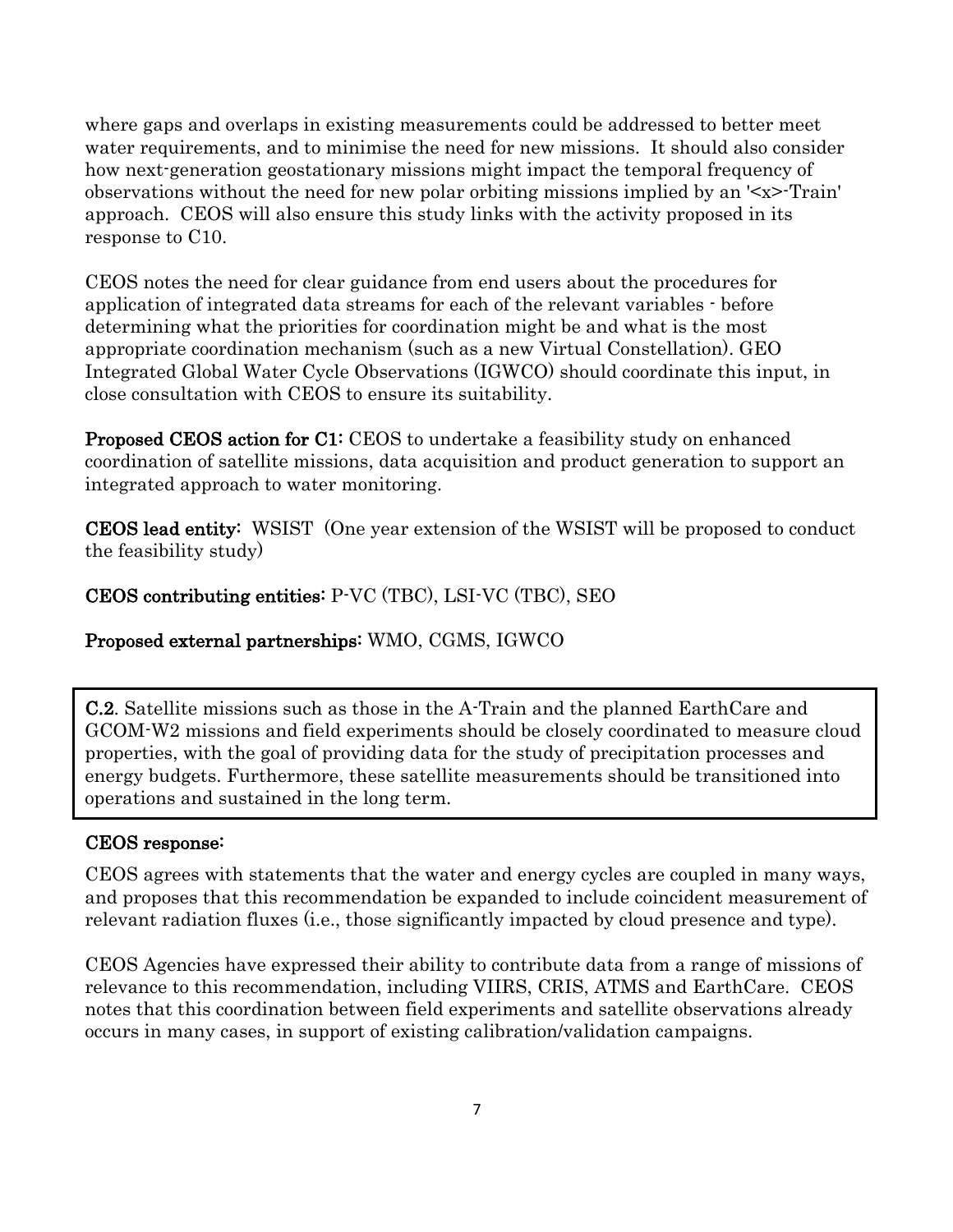where gaps and overlaps in existing measurements could be addressed to better meet water requirements, and to minimise the need for new missions. It should also consider how next-generation geostationary missions might impact the temporal frequency of observations without the need for new polar orbiting missions implied by an '<x>-Train' approach. CEOS will also ensure this study links with the activity proposed in its response to C10.

CEOS notes the need for clear guidance from end users about the procedures for application of integrated data streams for each of the relevant variables - before determining what the priorities for coordination might be and what is the most appropriate coordination mechanism (such as a new Virtual Constellation). GEO Integrated Global Water Cycle Observations (IGWCO) should coordinate this input, in close consultation with CEOS to ensure its suitability.

**Proposed CEOS action for C1:** CEOS to undertake a feasibility study on enhanced coordination of satellite missions, data acquisition and product generation to support an integrated approach to water monitoring.

**CEOS lead entity:** WSIST (One year extension of the WSIST will be proposed to conduct the feasibility study)

**CEOS contributing entities:** P-VC (TBC), LSI-VC (TBC), SEO

**Proposed external partnerships:** WMO, CGMS, IGWCO

**C.2**. Satellite missions such as those in the A-Train and the planned EarthCare and GCOM-W2 missions and field experiments should be closely coordinated to measure cloud properties, with the goal of providing data for the study of precipitation processes and energy budgets. Furthermore, these satellite measurements should be transitioned into operations and sustained in the long term.

**CEOS response:**

CEOS agrees with statements that the water and energy cycles are coupled in many ways, and proposes that this recommendation be expanded to include coincident measurement of relevant radiation fluxes (i.e., those significantly impacted by cloud presence and type).

CEOS Agencies have expressed their ability to contribute data from a range of missions of relevance to this recommendation, including VIIRS, CRIS, ATMS and EarthCare. CEOS notes that this coordination between field experiments and satellite observations already occurs in many cases, in support of existing calibration/validation campaigns.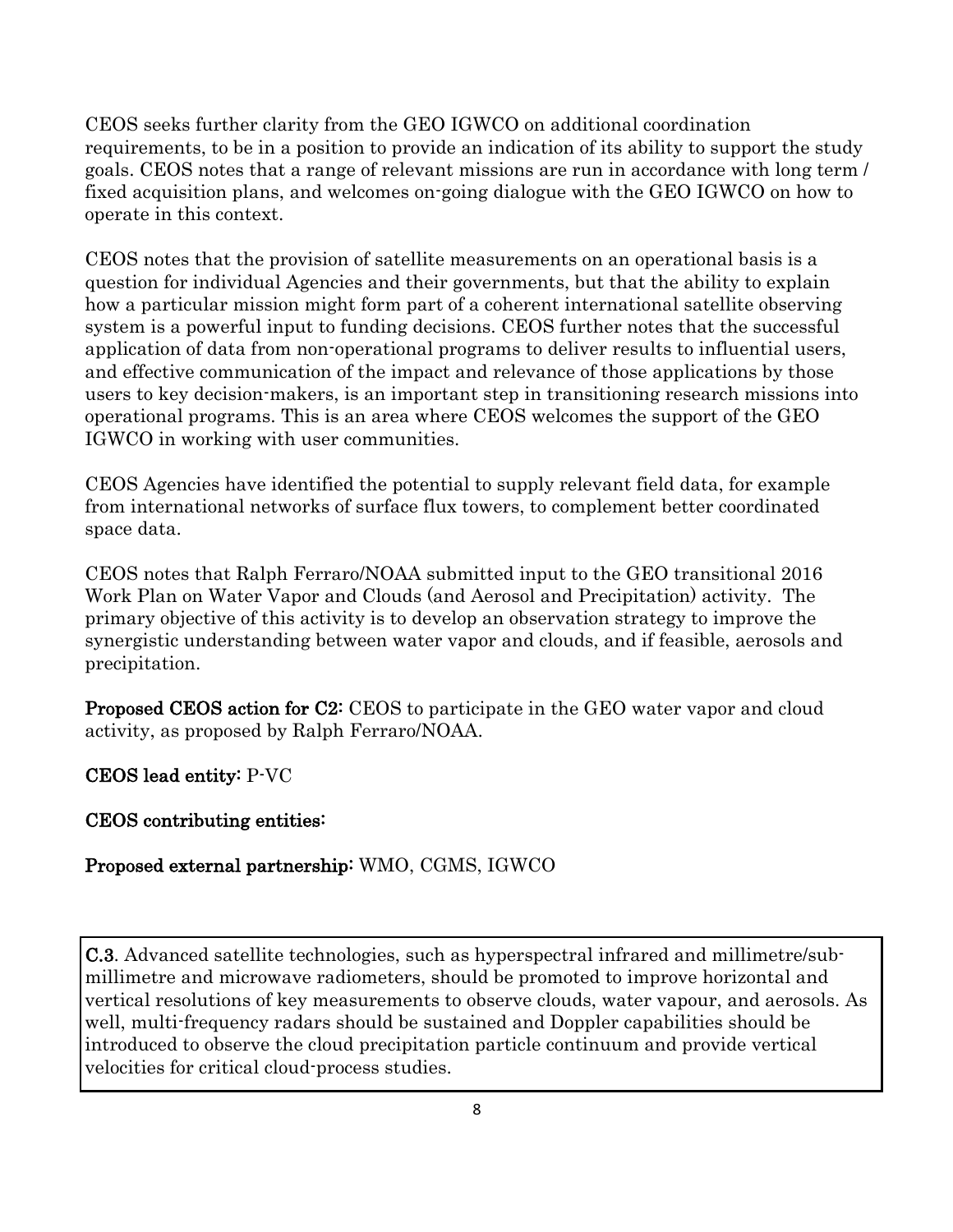CEOS seeks further clarity from the GEO IGWCO on additional coordination requirements, to be in a position to provide an indication of its ability to support the study goals. CEOS notes that a range of relevant missions are run in accordance with long term / fixed acquisition plans, and welcomes on-going dialogue with the GEO IGWCO on how to operate in this context.

CEOS notes that the provision of satellite measurements on an operational basis is a question for individual Agencies and their governments, but that the ability to explain how a particular mission might form part of a coherent international satellite observing system is a powerful input to funding decisions. CEOS further notes that the successful application of data from non-operational programs to deliver results to influential users, and effective communication of the impact and relevance of those applications by those users to key decision-makers, is an important step in transitioning research missions into operational programs. This is an area where CEOS welcomes the support of the GEO IGWCO in working with user communities.

CEOS Agencies have identified the potential to supply relevant field data, for example from international networks of surface flux towers, to complement better coordinated space data.

CEOS notes that Ralph Ferraro/NOAA submitted input to the GEO transitional 2016 Work Plan on Water Vapor and Clouds (and Aerosol and Precipitation) activity. The primary objective of this activity is to develop an observation strategy to improve the synergistic understanding between water vapor and clouds, and if feasible, aerosols and precipitation.

**Proposed CEOS action for C2:** CEOS to participate in the GEO water vapor and cloud activity, as proposed by Ralph Ferraro/NOAA.

**CEOS lead entity:** P-VC

**CEOS contributing entities:**

**Proposed external partnership:** WMO, CGMS, IGWCO

**C.3**. Advanced satellite technologies, such as hyperspectral infrared and millimetre/sub-millimetre and microwave radiometers, should be promoted to improve horizontal and vertical resolutions of key measurements to observe clouds, water vapour, and aerosols. As well, multi-frequency radars should be sustained and Doppler capabilities should be introduced to observe the cloud precipitation particle continuum and provide vertical velocities for critical cloud-process studies.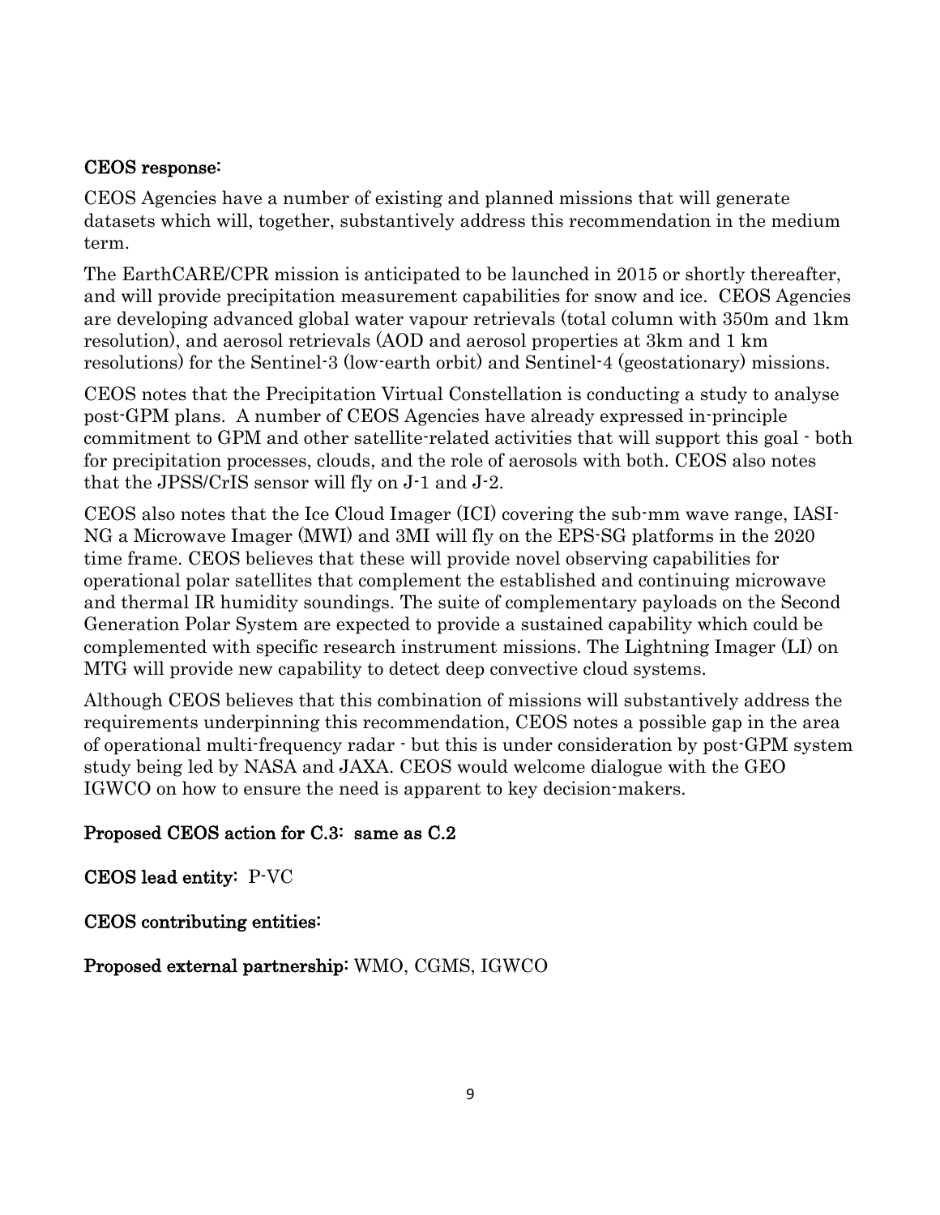**CEOS response:**

CEOS Agencies have a number of existing and planned missions that will generate datasets which will, together, substantively address this recommendation in the medium term.

The EarthCARE/CPR mission is anticipated to be launched in 2015 or shortly thereafter, and will provide precipitation measurement capabilities for snow and ice. CEOS Agencies are developing advanced global water vapour retrievals (total column with 350m and 1km resolution), and aerosol retrievals (AOD and aerosol properties at 3km and 1 km resolutions) for the Sentinel-3 (low-earth orbit) and Sentinel-4 (geostationary) missions.

CEOS notes that the Precipitation Virtual Constellation is conducting a study to analyse post-GPM plans. A number of CEOS Agencies have already expressed in-principle commitment to GPM and other satellite-related activities that will support this goal - both for precipitation processes, clouds, and the role of aerosols with both. CEOS also notes that the JPSS/CrIS sensor will fly on J-1 and J-2.

CEOS also notes that the Ice Cloud Imager (ICI) covering the sub-mm wave range, IASI-NG a Microwave Imager (MWI) and 3MI will fly on the EPS-SG platforms in the 2020 time frame. CEOS believes that these will provide novel observing capabilities for operational polar satellites that complement the established and continuing microwave and thermal IR humidity soundings. The suite of complementary payloads on the Second Generation Polar System are expected to provide a sustained capability which could be complemented with specific research instrument missions. The Lightning Imager (LI) on MTG will provide new capability to detect deep convective cloud systems.

Although CEOS believes that this combination of missions will substantively address the requirements underpinning this recommendation, CEOS notes a possible gap in the area of operational multi-frequency radar - but this is under consideration by post-GPM system study being led by NASA and JAXA. CEOS would welcome dialogue with the GEO IGWCO on how to ensure the need is apparent to key decision-makers.

**Proposed CEOS action for C.3: same as C.2**

**CEOS lead entity:** P-VC

**CEOS contributing entities:**

**Proposed external partnership:** WMO, CGMS, IGWCO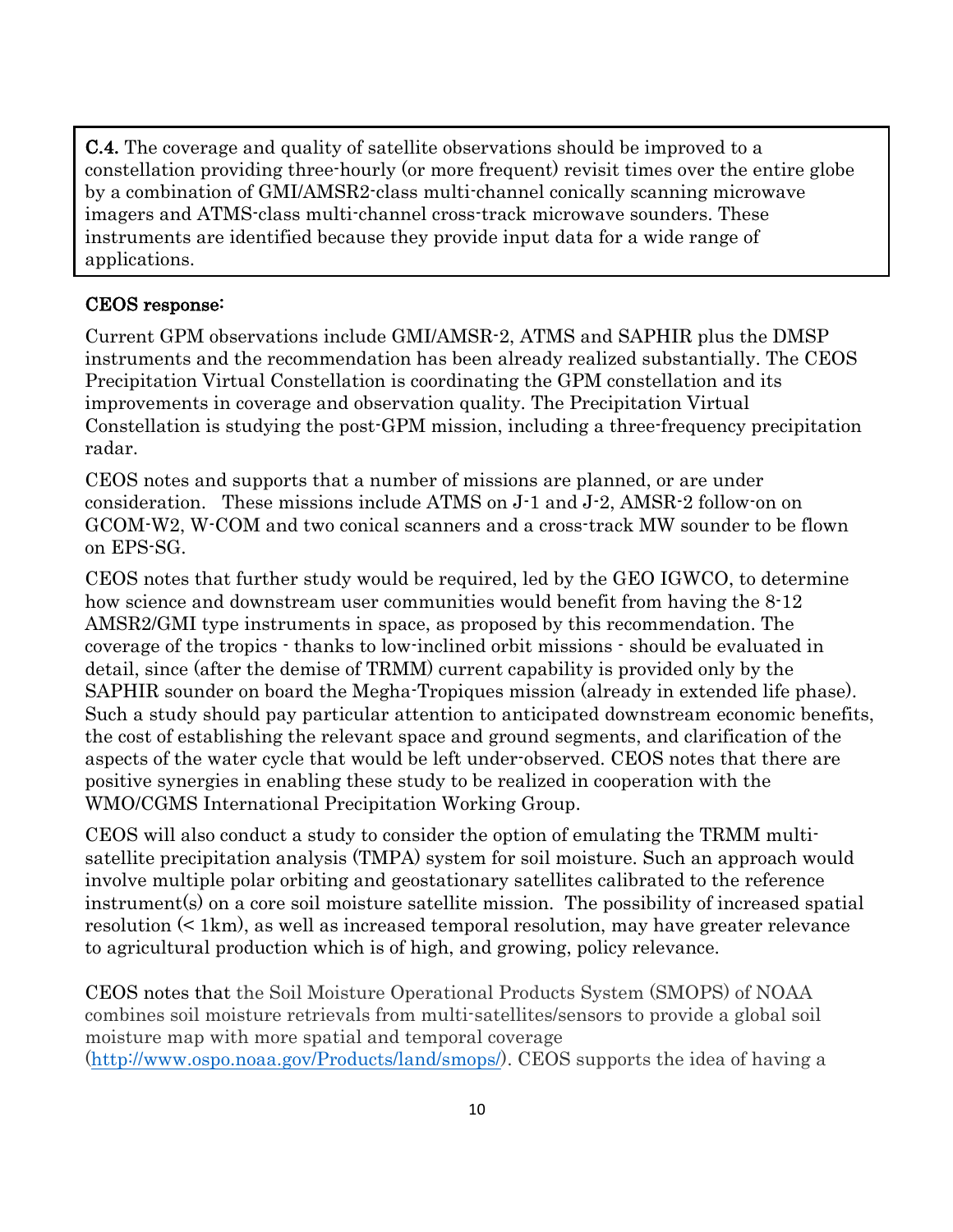**C.4.** The coverage and quality of satellite observations should be improved to a constellation providing three-hourly (or more frequent) revisit times over the entire globe by a combination of GMI/AMSR2-class multi-channel conically scanning microwave imagers and ATMS-class multi-channel cross-track microwave sounders. These instruments are identified because they provide input data for a wide range of applications.

**CEOS response:**

Current GPM observations include GMI/AMSR-2, ATMS and SAPHIR plus the DMSP instruments and the recommendation has been already realized substantially. The CEOS Precipitation Virtual Constellation is coordinating the GPM constellation and its improvements in coverage and observation quality. The Precipitation Virtual Constellation is studying the post-GPM mission, including a three-frequency precipitation radar.

CEOS notes and supports that a number of missions are planned, or are under consideration. These missions include ATMS on J-1 and J-2, AMSR-2 follow-on on GCOM-W2, W-COM and two conical scanners and a cross-track MW sounder to be flown on EPS-SG.

CEOS notes that further study would be required, led by the GEO IGWCO, to determine how science and downstream user communities would benefit from having the 8-12 AMSR2/GMI type instruments in space, as proposed by this recommendation. The coverage of the tropics - thanks to low-inclined orbit missions - should be evaluated in detail, since (after the demise of TRMM) current capability is provided only by the SAPHIR sounder on board the Megha-Tropiques mission (already in extended life phase). Such a study should pay particular attention to anticipated downstream economic benefits, the cost of establishing the relevant space and ground segments, and clarification of the aspects of the water cycle that would be left under-observed. CEOS notes that there are positive synergies in enabling these study to be realized in cooperation with the WMO/CGMS International Precipitation Working Group.

CEOS will also conduct a study to consider the option of emulating the TRMM multi-satellite precipitation analysis (TMPA) system for soil moisture. Such an approach would involve multiple polar orbiting and geostationary satellites calibrated to the reference instrument(s) on a core soil moisture satellite mission. The possibility of increased spatial resolution (< 1km), as well as increased temporal resolution, may have greater relevance to agricultural production which is of high, and growing, policy relevance.

CEOS notes that the Soil Moisture Operational Products System (SMOPS) of NOAA combines soil moisture retrievals from multi-satellites/sensors to provide a global soil moisture map with more spatial and temporal coverage (http://www.ospo.noaa.gov/Products/land/smops/). CEOS supports the idea of having a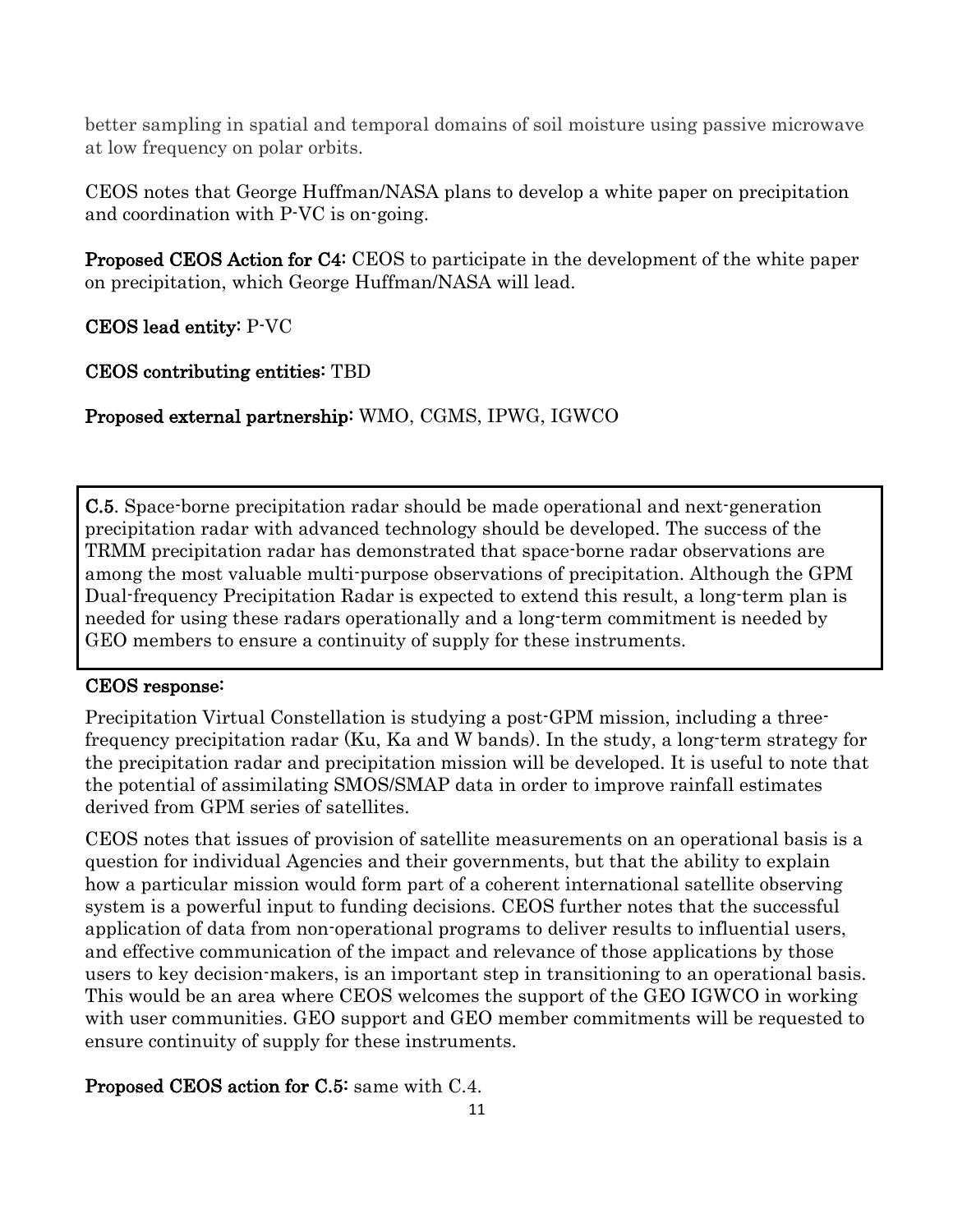better sampling in spatial and temporal domains of soil moisture using passive microwave at low frequency on polar orbits.

CEOS notes that George Huffman/NASA plans to develop a white paper on precipitation and coordination with P-VC is on-going.

**Proposed CEOS Action for C4:** CEOS to participate in the development of the white paper on precipitation, which George Huffman/NASA will lead.

**CEOS lead entity:** P-VC

**CEOS contributing entities:** TBD

**Proposed external partnership:** WMO, CGMS, IPWG, IGWCO

**C.5**. Space-borne precipitation radar should be made operational and next-generation precipitation radar with advanced technology should be developed. The success of the TRMM precipitation radar has demonstrated that space-borne radar observations are among the most valuable multi-purpose observations of precipitation. Although the GPM Dual-frequency Precipitation Radar is expected to extend this result, a long-term plan is needed for using these radars operationally and a long-term commitment is needed by GEO members to ensure a continuity of supply for these instruments.

**CEOS response:**

Precipitation Virtual Constellation is studying a post-GPM mission, including a three-frequency precipitation radar (Ku, Ka and W bands). In the study, a long-term strategy for the precipitation radar and precipitation mission will be developed. It is useful to note that the potential of assimilating SMOS/SMAP data in order to improve rainfall estimates derived from GPM series of satellites.

CEOS notes that issues of provision of satellite measurements on an operational basis is a question for individual Agencies and their governments, but that the ability to explain how a particular mission would form part of a coherent international satellite observing system is a powerful input to funding decisions. CEOS further notes that the successful application of data from non-operational programs to deliver results to influential users, and effective communication of the impact and relevance of those applications by those users to key decision-makers, is an important step in transitioning to an operational basis. This would be an area where CEOS welcomes the support of the GEO IGWCO in working with user communities. GEO support and GEO member commitments will be requested to ensure continuity of supply for these instruments.

**Proposed CEOS action for C.5:** same with C.4.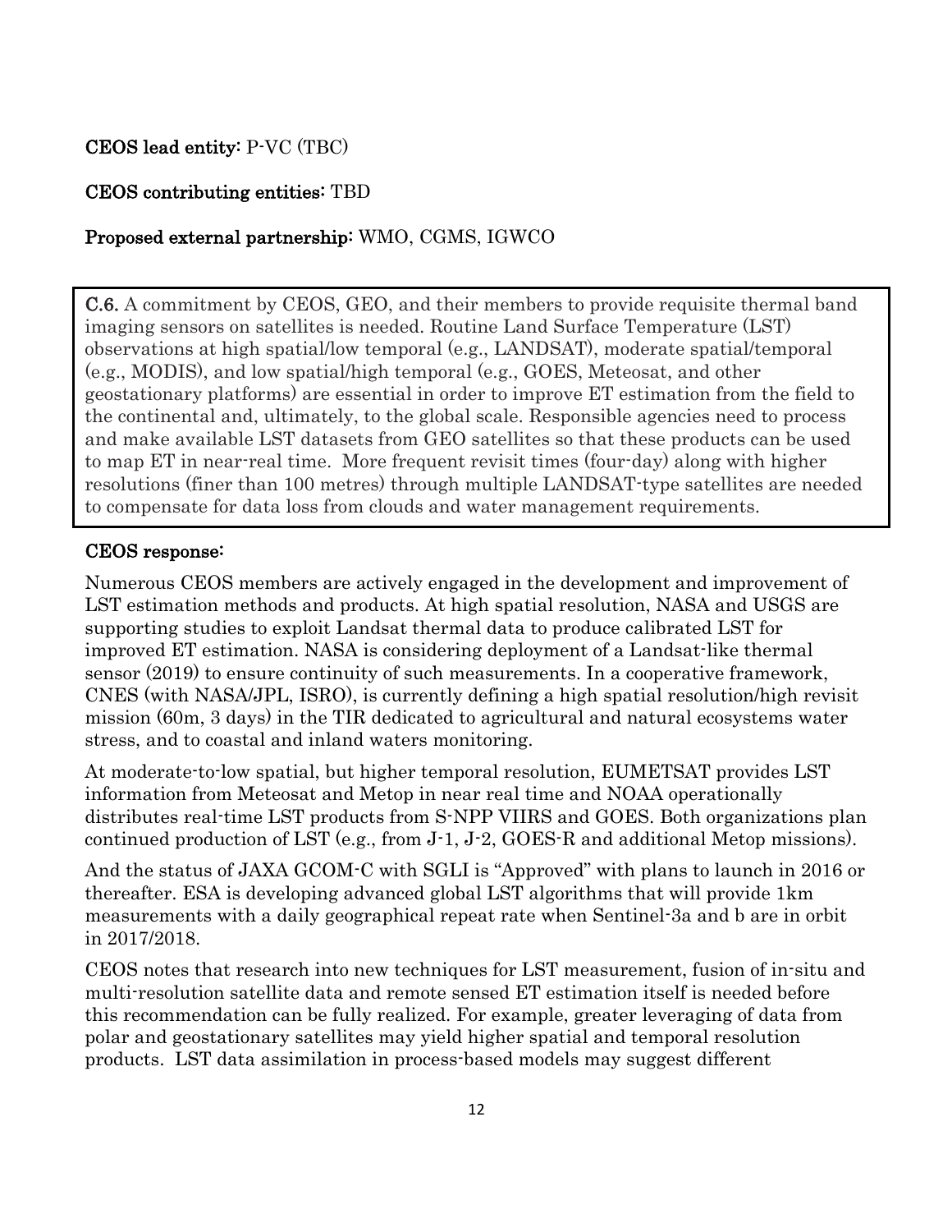**CEOS lead entity:** P-VC (TBC)

**CEOS contributing entities:** TBD

**Proposed external partnership:** WMO, CGMS, IGWCO

> **C.6.** A commitment by CEOS, GEO, and their members to provide requisite thermal band imaging sensors on satellites is needed. Routine Land Surface Temperature (LST) observations at high spatial/low temporal (e.g., LANDSAT), moderate spatial/temporal (e.g., MODIS), and low spatial/high temporal (e.g., GOES, Meteosat, and other geostationary platforms) are essential in order to improve ET estimation from the field to the continental and, ultimately, to the global scale. Responsible agencies need to process and make available LST datasets from GEO satellites so that these products can be used to map ET in near-real time. More frequent revisit times (four-day) along with higher resolutions (finer than 100 metres) through multiple LANDSAT-type satellites are needed to compensate for data loss from clouds and water management requirements.

**CEOS response:**

Numerous CEOS members are actively engaged in the development and improvement of LST estimation methods and products. At high spatial resolution, NASA and USGS are supporting studies to exploit Landsat thermal data to produce calibrated LST for improved ET estimation. NASA is considering deployment of a Landsat-like thermal sensor (2019) to ensure continuity of such measurements. In a cooperative framework, CNES (with NASA/JPL, ISRO), is currently defining a high spatial resolution/high revisit mission (60m, 3 days) in the TIR dedicated to agricultural and natural ecosystems water stress, and to coastal and inland waters monitoring.

At moderate-to-low spatial, but higher temporal resolution, EUMETSAT provides LST information from Meteosat and Metop in near real time and NOAA operationally distributes real-time LST products from S-NPP VIIRS and GOES. Both organizations plan continued production of LST (e.g., from J-1, J-2, GOES-R and additional Metop missions).

And the status of JAXA GCOM-C with SGLI is "Approved" with plans to launch in 2016 or thereafter. ESA is developing advanced global LST algorithms that will provide 1km measurements with a daily geographical repeat rate when Sentinel-3a and b are in orbit in 2017/2018.

CEOS notes that research into new techniques for LST measurement, fusion of in-situ and multi-resolution satellite data and remote sensed ET estimation itself is needed before this recommendation can be fully realized. For example, greater leveraging of data from polar and geostationary satellites may yield higher spatial and temporal resolution products. LST data assimilation in process-based models may suggest different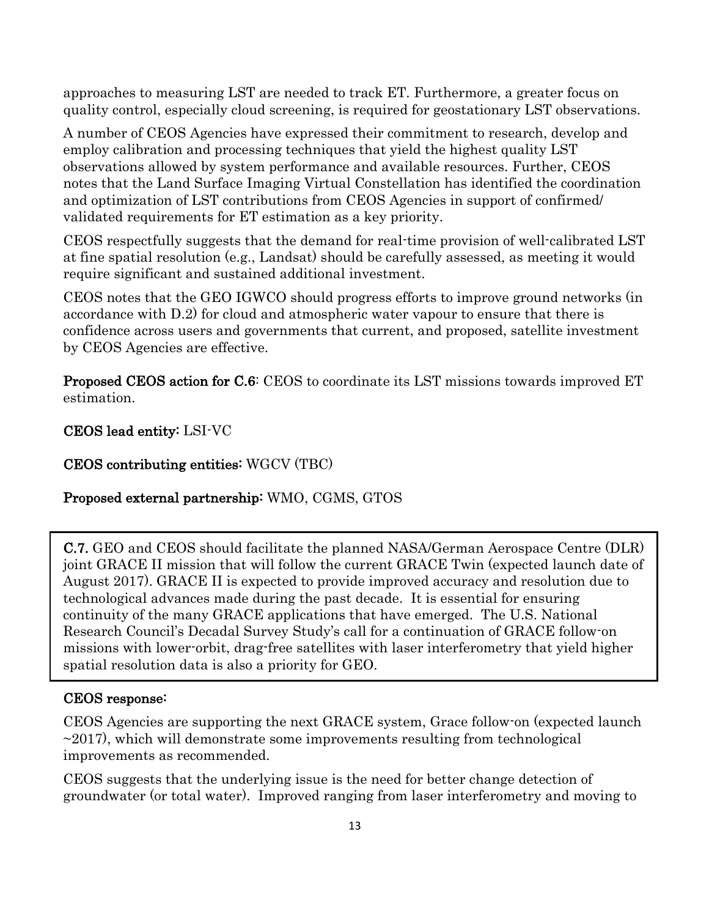approaches to measuring LST are needed to track ET. Furthermore, a greater focus on quality control, especially cloud screening, is required for geostationary LST observations.

A number of CEOS Agencies have expressed their commitment to research, develop and employ calibration and processing techniques that yield the highest quality LST observations allowed by system performance and available resources. Further, CEOS notes that the Land Surface Imaging Virtual Constellation has identified the coordination and optimization of LST contributions from CEOS Agencies in support of confirmed/ validated requirements for ET estimation as a key priority.

CEOS respectfully suggests that the demand for real-time provision of well-calibrated LST at fine spatial resolution (e.g., Landsat) should be carefully assessed, as meeting it would require significant and sustained additional investment.

CEOS notes that the GEO IGWCO should progress efforts to improve ground networks (in accordance with D.2) for cloud and atmospheric water vapour to ensure that there is confidence across users and governments that current, and proposed, satellite investment by CEOS Agencies are effective.

**Proposed CEOS action for C.6**: CEOS to coordinate its LST missions towards improved ET estimation.

**CEOS lead entity**: LSI-VC

**CEOS contributing entities**: WGCV (TBC)

**Proposed external partnership**: WMO, CGMS, GTOS

**C.7.** GEO and CEOS should facilitate the planned NASA/German Aerospace Centre (DLR) joint GRACE II mission that will follow the current GRACE Twin (expected launch date of August 2017). GRACE II is expected to provide improved accuracy and resolution due to technological advances made during the past decade. It is essential for ensuring continuity of the many GRACE applications that have emerged. The U.S. National Research Council's Decadal Survey Study's call for a continuation of GRACE follow-on missions with lower-orbit, drag-free satellites with laser interferometry that yield higher spatial resolution data is also a priority for GEO.

**CEOS response:**

CEOS Agencies are supporting the next GRACE system, Grace follow-on (expected launch ~2017), which will demonstrate some improvements resulting from technological improvements as recommended.

CEOS suggests that the underlying issue is the need for better change detection of groundwater (or total water). Improved ranging from laser interferometry and moving to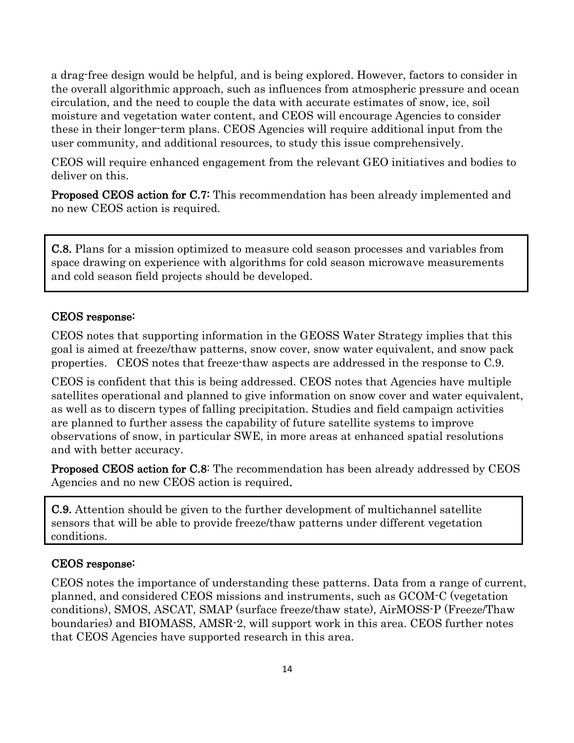a drag-free design would be helpful, and is being explored. However, factors to consider in the overall algorithmic approach, such as influences from atmospheric pressure and ocean circulation, and the need to couple the data with accurate estimates of snow, ice, soil moisture and vegetation water content, and CEOS will encourage Agencies to consider these in their longer-term plans. CEOS Agencies will require additional input from the user community, and additional resources, to study this issue comprehensively.

CEOS will require enhanced engagement from the relevant GEO initiatives and bodies to deliver on this.

**Proposed CEOS action for C.7:** This recommendation has been already implemented and no new CEOS action is required.

> **C.8.** Plans for a mission optimized to measure cold season processes and variables from space drawing on experience with algorithms for cold season microwave measurements and cold season field projects should be developed.

**CEOS response:**

CEOS notes that supporting information in the GEOSS Water Strategy implies that this goal is aimed at freeze/thaw patterns, snow cover, snow water equivalent, and snow pack properties. CEOS notes that freeze-thaw aspects are addressed in the response to C.9.

CEOS is confident that this is being addressed. CEOS notes that Agencies have multiple satellites operational and planned to give information on snow cover and water equivalent, as well as to discern types of falling precipitation. Studies and field campaign activities are planned to further assess the capability of future satellite systems to improve observations of snow, in particular SWE, in more areas at enhanced spatial resolutions and with better accuracy.

**Proposed CEOS action for C.8**: The recommendation has been already addressed by CEOS Agencies and no new CEOS action is required.

> **C.9.** Attention should be given to the further development of multichannel satellite sensors that will be able to provide freeze/thaw patterns under different vegetation conditions.

**CEOS response:**

CEOS notes the importance of understanding these patterns. Data from a range of current, planned, and considered CEOS missions and instruments, such as GCOM-C (vegetation conditions), SMOS, ASCAT, SMAP (surface freeze/thaw state), AirMOSS-P (Freeze/Thaw boundaries) and BIOMASS, AMSR-2, will support work in this area. CEOS further notes that CEOS Agencies have supported research in this area.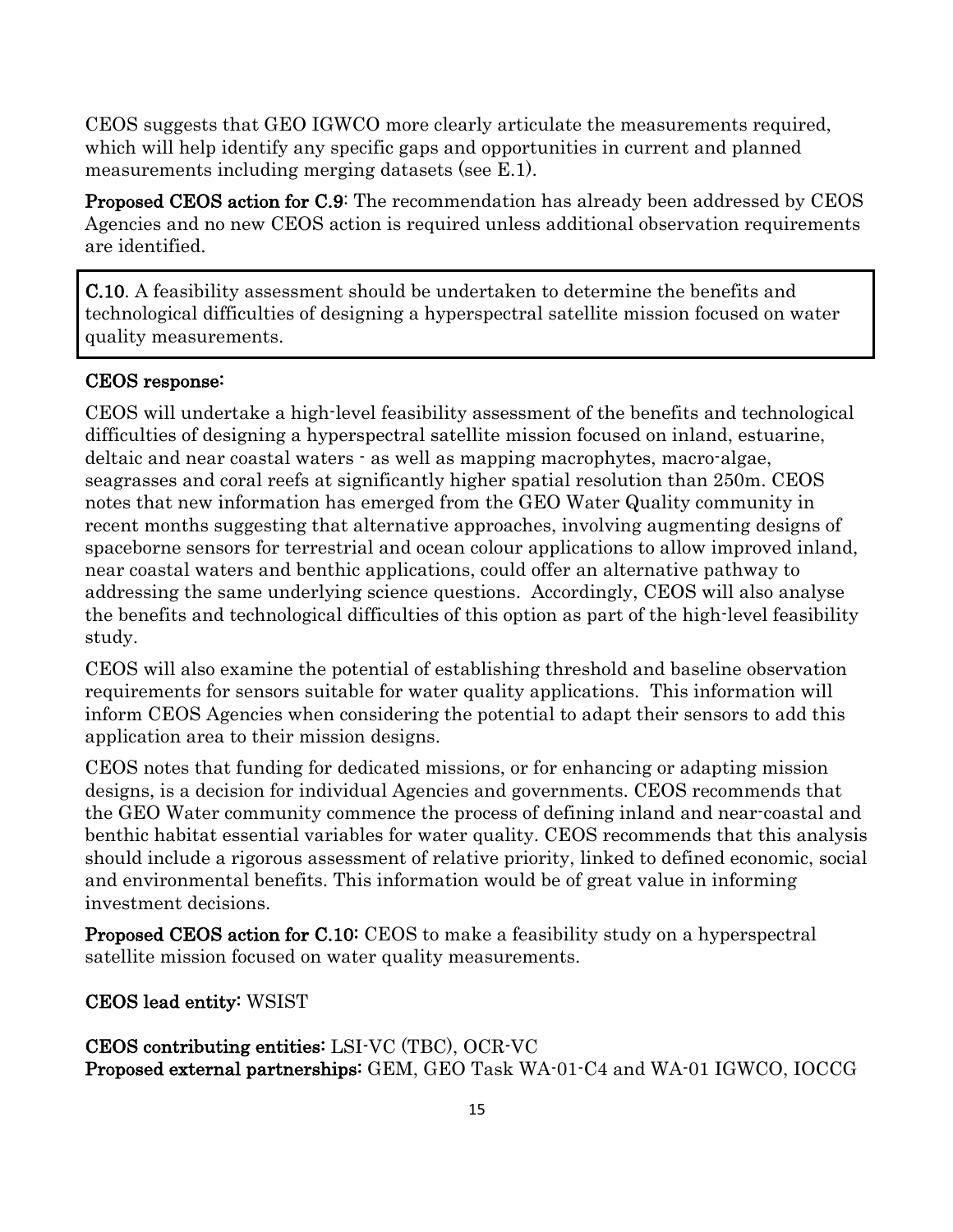CEOS suggests that GEO IGWCO more clearly articulate the measurements required, which will help identify any specific gaps and opportunities in current and planned measurements including merging datasets (see E.1).

**Proposed CEOS action for C.9**: The recommendation has already been addressed by CEOS Agencies and no new CEOS action is required unless additional observation requirements are identified.

**C.10**. A feasibility assessment should be undertaken to determine the benefits and technological difficulties of designing a hyperspectral satellite mission focused on water quality measurements.

**CEOS response:**

CEOS will undertake a high-level feasibility assessment of the benefits and technological difficulties of designing a hyperspectral satellite mission focused on inland, estuarine, deltaic and near coastal waters - as well as mapping macrophytes, macro-algae, seagrasses and coral reefs at significantly higher spatial resolution than 250m. CEOS notes that new information has emerged from the GEO Water Quality community in recent months suggesting that alternative approaches, involving augmenting designs of spaceborne sensors for terrestrial and ocean colour applications to allow improved inland, near coastal waters and benthic applications, could offer an alternative pathway to addressing the same underlying science questions. Accordingly, CEOS will also analyse the benefits and technological difficulties of this option as part of the high-level feasibility study.

CEOS will also examine the potential of establishing threshold and baseline observation requirements for sensors suitable for water quality applications. This information will inform CEOS Agencies when considering the potential to adapt their sensors to add this application area to their mission designs.

CEOS notes that funding for dedicated missions, or for enhancing or adapting mission designs, is a decision for individual Agencies and governments. CEOS recommends that the GEO Water community commence the process of defining inland and near-coastal and benthic habitat essential variables for water quality. CEOS recommends that this analysis should include a rigorous assessment of relative priority, linked to defined economic, social and environmental benefits. This information would be of great value in informing investment decisions.

**Proposed CEOS action for C.10:** CEOS to make a feasibility study on a hyperspectral satellite mission focused on water quality measurements.

**CEOS lead entity:** WSIST

**CEOS contributing entities:** LSI-VC (TBC), OCR-VC
**Proposed external partnerships:** GEM, GEO Task WA-01-C4 and WA-01 IGWCO, IOCCG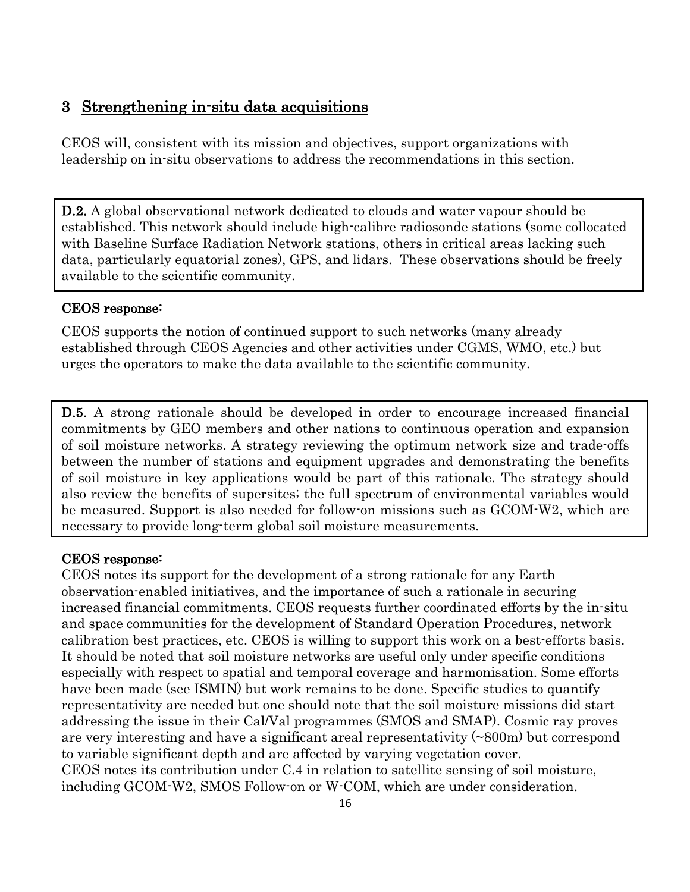## 3 Strengthening in-situ data acquisitions

CEOS will, consistent with its mission and objectives, support organizations with leadership on in-situ observations to address the recommendations in this section.

**D.2.** A global observational network dedicated to clouds and water vapour should be established. This network should include high-calibre radiosonde stations (some collocated with Baseline Surface Radiation Network stations, others in critical areas lacking such data, particularly equatorial zones), GPS, and lidars. These observations should be freely available to the scientific community.

**CEOS response:**

CEOS supports the notion of continued support to such networks (many already established through CEOS Agencies and other activities under CGMS, WMO, etc.) but urges the operators to make the data available to the scientific community.

**D.5.** A strong rationale should be developed in order to encourage increased financial commitments by GEO members and other nations to continuous operation and expansion of soil moisture networks. A strategy reviewing the optimum network size and trade-offs between the number of stations and equipment upgrades and demonstrating the benefits of soil moisture in key applications would be part of this rationale. The strategy should also review the benefits of supersites; the full spectrum of environmental variables would be measured. Support is also needed for follow-on missions such as GCOM-W2, which are necessary to provide long-term global soil moisture measurements.

**CEOS response:**

CEOS notes its support for the development of a strong rationale for any Earth observation-enabled initiatives, and the importance of such a rationale in securing increased financial commitments. CEOS requests further coordinated efforts by the in-situ and space communities for the development of Standard Operation Procedures, network calibration best practices, etc. CEOS is willing to support this work on a best-efforts basis. It should be noted that soil moisture networks are useful only under specific conditions especially with respect to spatial and temporal coverage and harmonisation. Some efforts have been made (see ISMIN) but work remains to be done. Specific studies to quantify representativity are needed but one should note that the soil moisture missions did start addressing the issue in their Cal/Val programmes (SMOS and SMAP). Cosmic ray proves are very interesting and have a significant areal representativity (~800m) but correspond to variable significant depth and are affected by varying vegetation cover.

CEOS notes its contribution under C.4 in relation to satellite sensing of soil moisture, including GCOM-W2, SMOS Follow-on or W-COM, which are under consideration.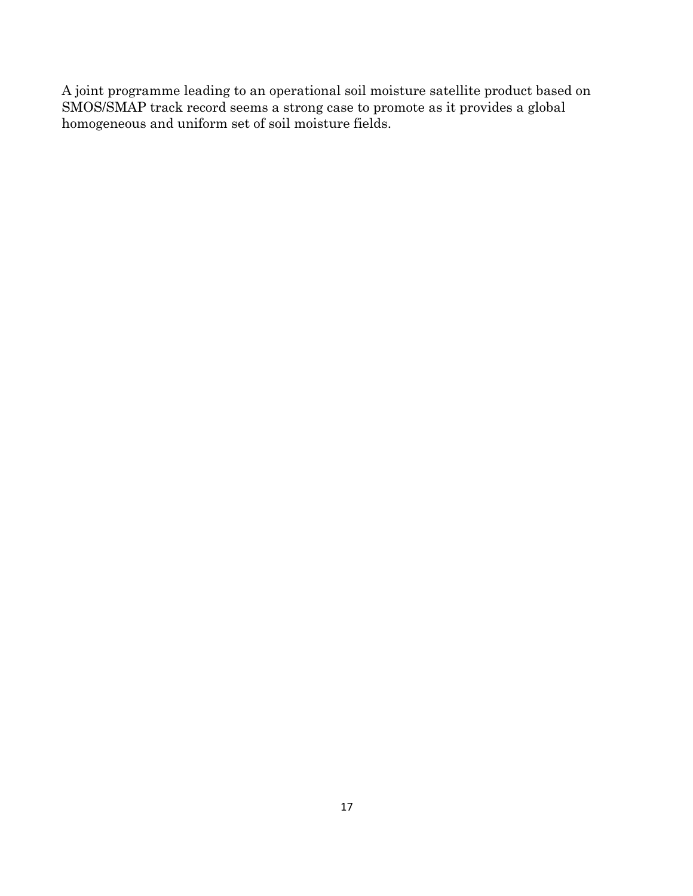A joint programme leading to an operational soil moisture satellite product based on SMOS/SMAP track record seems a strong case to promote as it provides a global homogeneous and uniform set of soil moisture fields.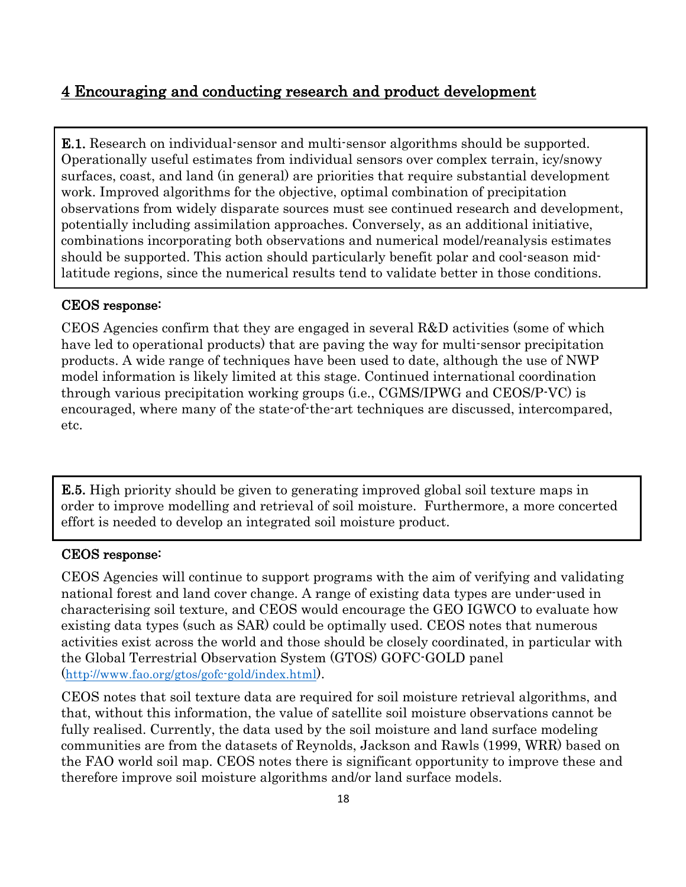## 4 Encouraging and conducting research and product development

**E.1.** Research on individual-sensor and multi-sensor algorithms should be supported. Operationally useful estimates from individual sensors over complex terrain, icy/snowy surfaces, coast, and land (in general) are priorities that require substantial development work. Improved algorithms for the objective, optimal combination of precipitation observations from widely disparate sources must see continued research and development, potentially including assimilation approaches. Conversely, as an additional initiative, combinations incorporating both observations and numerical model/reanalysis estimates should be supported. This action should particularly benefit polar and cool-season mid-latitude regions, since the numerical results tend to validate better in those conditions.

**CEOS response:**

CEOS Agencies confirm that they are engaged in several R&D activities (some of which have led to operational products) that are paving the way for multi-sensor precipitation products. A wide range of techniques have been used to date, although the use of NWP model information is likely limited at this stage. Continued international coordination through various precipitation working groups (i.e., CGMS/IPWG and CEOS/P-VC) is encouraged, where many of the state-of-the-art techniques are discussed, intercompared, etc.

**E.5.** High priority should be given to generating improved global soil texture maps in order to improve modelling and retrieval of soil moisture. Furthermore, a more concerted effort is needed to develop an integrated soil moisture product.

**CEOS response:**

CEOS Agencies will continue to support programs with the aim of verifying and validating national forest and land cover change. A range of existing data types are under-used in characterising soil texture, and CEOS would encourage the GEO IGWCO to evaluate how existing data types (such as SAR) could be optimally used. CEOS notes that numerous activities exist across the world and those should be closely coordinated, in particular with the Global Terrestrial Observation System (GTOS) GOFC-GOLD panel (http://www.fao.org/gtos/gofc-gold/index.html).

CEOS notes that soil texture data are required for soil moisture retrieval algorithms, and that, without this information, the value of satellite soil moisture observations cannot be fully realised. Currently, the data used by the soil moisture and land surface modeling communities are from the datasets of Reynolds, Jackson and Rawls (1999, WRR) based on the FAO world soil map. CEOS notes there is significant opportunity to improve these and therefore improve soil moisture algorithms and/or land surface models.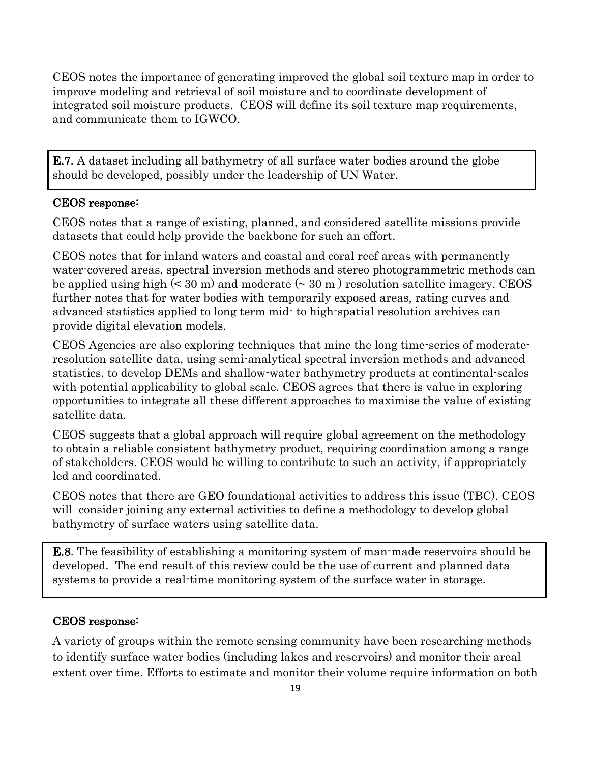CEOS notes the importance of generating improved the global soil texture map in order to improve modeling and retrieval of soil moisture and to coordinate development of integrated soil moisture products. CEOS will define its soil texture map requirements, and communicate them to IGWCO.

**E.7**. A dataset including all bathymetry of all surface water bodies around the globe should be developed, possibly under the leadership of UN Water.

**CEOS response:**

CEOS notes that a range of existing, planned, and considered satellite missions provide datasets that could help provide the backbone for such an effort.

CEOS notes that for inland waters and coastal and coral reef areas with permanently water-covered areas, spectral inversion methods and stereo photogrammetric methods can be applied using high (< 30 m) and moderate (~ 30 m ) resolution satellite imagery. CEOS further notes that for water bodies with temporarily exposed areas, rating curves and advanced statistics applied to long term mid- to high-spatial resolution archives can provide digital elevation models.

CEOS Agencies are also exploring techniques that mine the long time-series of moderate-resolution satellite data, using semi-analytical spectral inversion methods and advanced statistics, to develop DEMs and shallow-water bathymetry products at continental-scales with potential applicability to global scale. CEOS agrees that there is value in exploring opportunities to integrate all these different approaches to maximise the value of existing satellite data.

CEOS suggests that a global approach will require global agreement on the methodology to obtain a reliable consistent bathymetry product, requiring coordination among a range of stakeholders. CEOS would be willing to contribute to such an activity, if appropriately led and coordinated.

CEOS notes that there are GEO foundational activities to address this issue (TBC). CEOS will consider joining any external activities to define a methodology to develop global bathymetry of surface waters using satellite data.

**E.8**. The feasibility of establishing a monitoring system of man-made reservoirs should be developed. The end result of this review could be the use of current and planned data systems to provide a real-time monitoring system of the surface water in storage.

**CEOS response:**

A variety of groups within the remote sensing community have been researching methods to identify surface water bodies (including lakes and reservoirs) and monitor their areal extent over time. Efforts to estimate and monitor their volume require information on both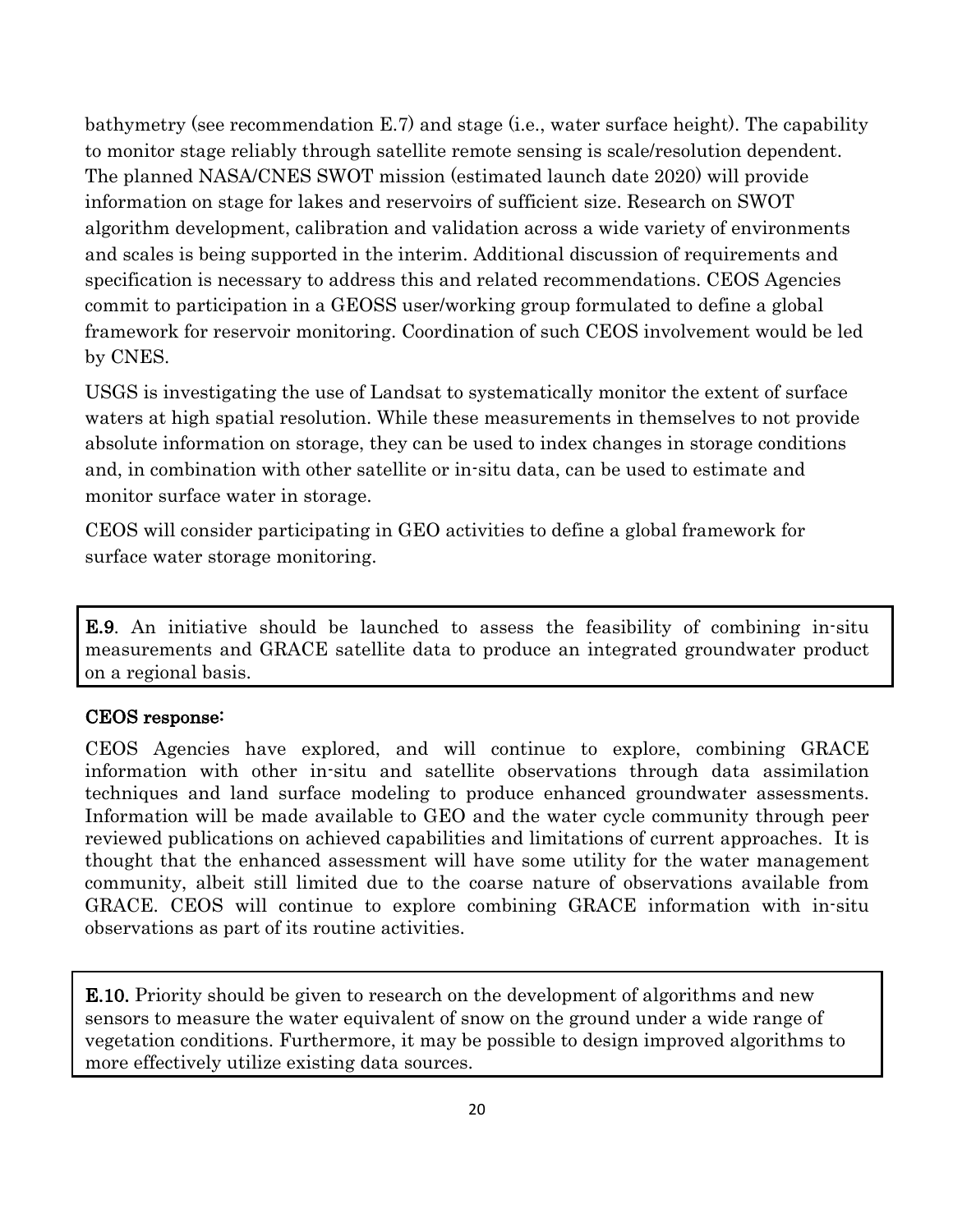bathymetry (see recommendation E.7) and stage (i.e., water surface height). The capability to monitor stage reliably through satellite remote sensing is scale/resolution dependent. The planned NASA/CNES SWOT mission (estimated launch date 2020) will provide information on stage for lakes and reservoirs of sufficient size. Research on SWOT algorithm development, calibration and validation across a wide variety of environments and scales is being supported in the interim. Additional discussion of requirements and specification is necessary to address this and related recommendations. CEOS Agencies commit to participation in a GEOSS user/working group formulated to define a global framework for reservoir monitoring. Coordination of such CEOS involvement would be led by CNES.

USGS is investigating the use of Landsat to systematically monitor the extent of surface waters at high spatial resolution. While these measurements in themselves to not provide absolute information on storage, they can be used to index changes in storage conditions and, in combination with other satellite or in-situ data, can be used to estimate and monitor surface water in storage.

CEOS will consider participating in GEO activities to define a global framework for surface water storage monitoring.

**E.9**. An initiative should be launched to assess the feasibility of combining in-situ measurements and GRACE satellite data to produce an integrated groundwater product on a regional basis.

**CEOS response:**

CEOS Agencies have explored, and will continue to explore, combining GRACE information with other in-situ and satellite observations through data assimilation techniques and land surface modeling to produce enhanced groundwater assessments. Information will be made available to GEO and the water cycle community through peer reviewed publications on achieved capabilities and limitations of current approaches. It is thought that the enhanced assessment will have some utility for the water management community, albeit still limited due to the coarse nature of observations available from GRACE. CEOS will continue to explore combining GRACE information with in-situ observations as part of its routine activities.

**E.10.** Priority should be given to research on the development of algorithms and new sensors to measure the water equivalent of snow on the ground under a wide range of vegetation conditions. Furthermore, it may be possible to design improved algorithms to more effectively utilize existing data sources.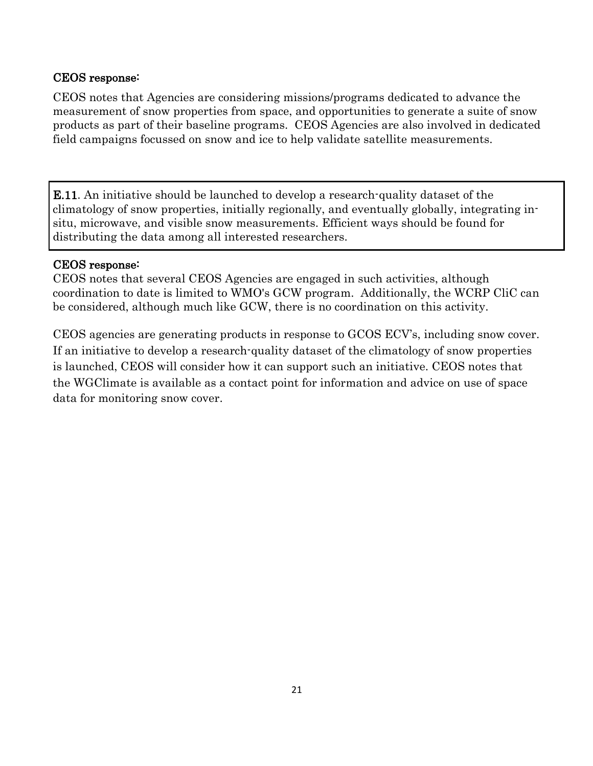**CEOS response:**

CEOS notes that Agencies are considering missions/programs dedicated to advance the measurement of snow properties from space, and opportunities to generate a suite of snow products as part of their baseline programs. CEOS Agencies are also involved in dedicated field campaigns focussed on snow and ice to help validate satellite measurements.

**E.11**. An initiative should be launched to develop a research-quality dataset of the climatology of snow properties, initially regionally, and eventually globally, integrating in-situ, microwave, and visible snow measurements. Efficient ways should be found for distributing the data among all interested researchers.

**CEOS response:**

CEOS notes that several CEOS Agencies are engaged in such activities, although coordination to date is limited to WMO's GCW program. Additionally, the WCRP CliC can be considered, although much like GCW, there is no coordination on this activity.

CEOS agencies are generating products in response to GCOS ECV's, including snow cover. If an initiative to develop a research-quality dataset of the climatology of snow properties is launched, CEOS will consider how it can support such an initiative. CEOS notes that the WGClimate is available as a contact point for information and advice on use of space data for monitoring snow cover.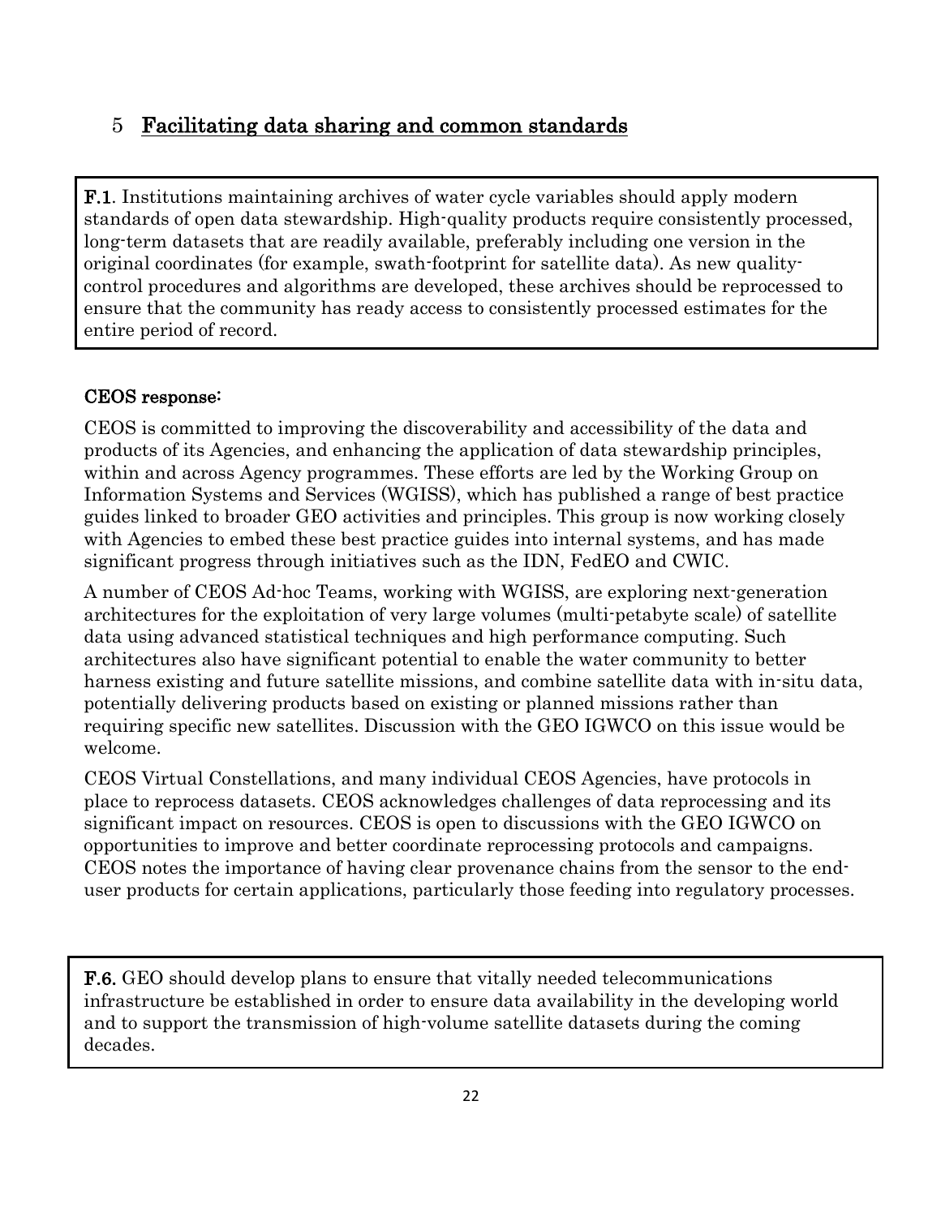## 5 Facilitating data sharing and common standards

**F.1**. Institutions maintaining archives of water cycle variables should apply modern standards of open data stewardship. High-quality products require consistently processed, long-term datasets that are readily available, preferably including one version in the original coordinates (for example, swath-footprint for satellite data). As new quality-control procedures and algorithms are developed, these archives should be reprocessed to ensure that the community has ready access to consistently processed estimates for the entire period of record.

**CEOS response:**

CEOS is committed to improving the discoverability and accessibility of the data and products of its Agencies, and enhancing the application of data stewardship principles, within and across Agency programmes. These efforts are led by the Working Group on Information Systems and Services (WGISS), which has published a range of best practice guides linked to broader GEO activities and principles. This group is now working closely with Agencies to embed these best practice guides into internal systems, and has made significant progress through initiatives such as the IDN, FedEO and CWIC.

A number of CEOS Ad-hoc Teams, working with WGISS, are exploring next-generation architectures for the exploitation of very large volumes (multi-petabyte scale) of satellite data using advanced statistical techniques and high performance computing. Such architectures also have significant potential to enable the water community to better harness existing and future satellite missions, and combine satellite data with in-situ data, potentially delivering products based on existing or planned missions rather than requiring specific new satellites. Discussion with the GEO IGWCO on this issue would be welcome.

CEOS Virtual Constellations, and many individual CEOS Agencies, have protocols in place to reprocess datasets. CEOS acknowledges challenges of data reprocessing and its significant impact on resources. CEOS is open to discussions with the GEO IGWCO on opportunities to improve and better coordinate reprocessing protocols and campaigns. CEOS notes the importance of having clear provenance chains from the sensor to the end-user products for certain applications, particularly those feeding into regulatory processes.

**F.6.** GEO should develop plans to ensure that vitally needed telecommunications infrastructure be established in order to ensure data availability in the developing world and to support the transmission of high-volume satellite datasets during the coming decades.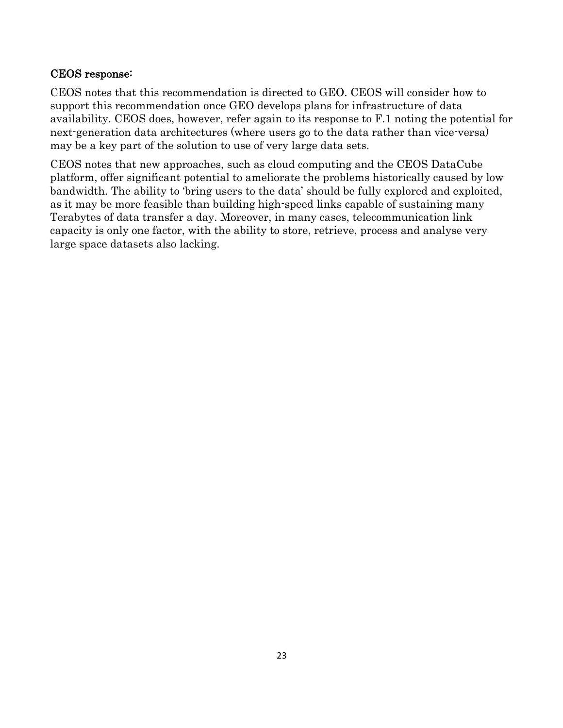**CEOS response:**

CEOS notes that this recommendation is directed to GEO. CEOS will consider how to support this recommendation once GEO develops plans for infrastructure of data availability. CEOS does, however, refer again to its response to F.1 noting the potential for next-generation data architectures (where users go to the data rather than vice-versa) may be a key part of the solution to use of very large data sets.

CEOS notes that new approaches, such as cloud computing and the CEOS DataCube platform, offer significant potential to ameliorate the problems historically caused by low bandwidth. The ability to 'bring users to the data' should be fully explored and exploited, as it may be more feasible than building high-speed links capable of sustaining many Terabytes of data transfer a day. Moreover, in many cases, telecommunication link capacity is only one factor, with the ability to store, retrieve, process and analyse very large space datasets also lacking.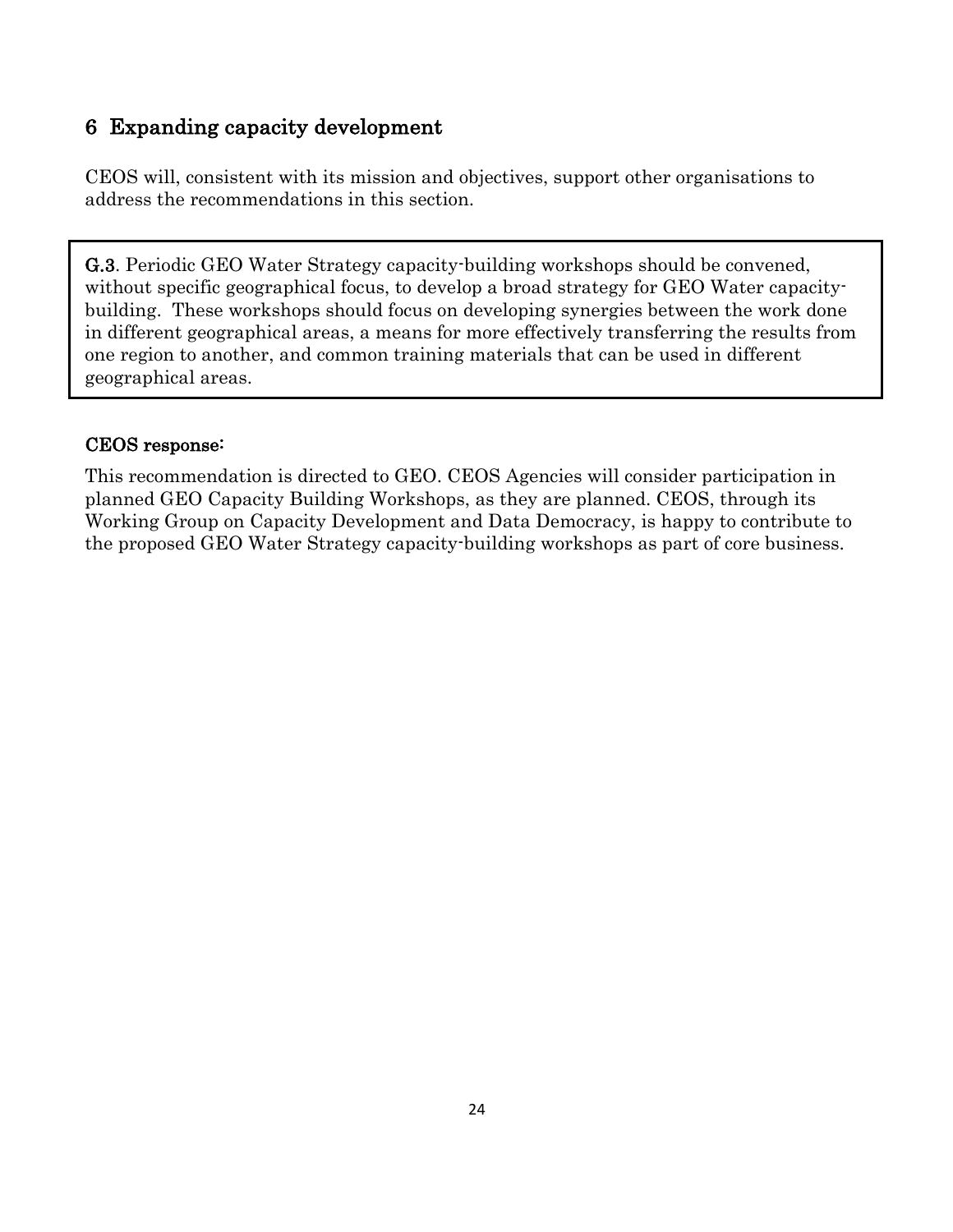# 6 Expanding capacity development

CEOS will, consistent with its mission and objectives, support other organisations to address the recommendations in this section.

> **G.3**. Periodic GEO Water Strategy capacity-building workshops should be convened, without specific geographical focus, to develop a broad strategy for GEO Water capacity-building. These workshops should focus on developing synergies between the work done in different geographical areas, a means for more effectively transferring the results from one region to another, and common training materials that can be used in different geographical areas.

**CEOS response:**

This recommendation is directed to GEO. CEOS Agencies will consider participation in planned GEO Capacity Building Workshops, as they are planned. CEOS, through its Working Group on Capacity Development and Data Democracy, is happy to contribute to the proposed GEO Water Strategy capacity-building workshops as part of core business.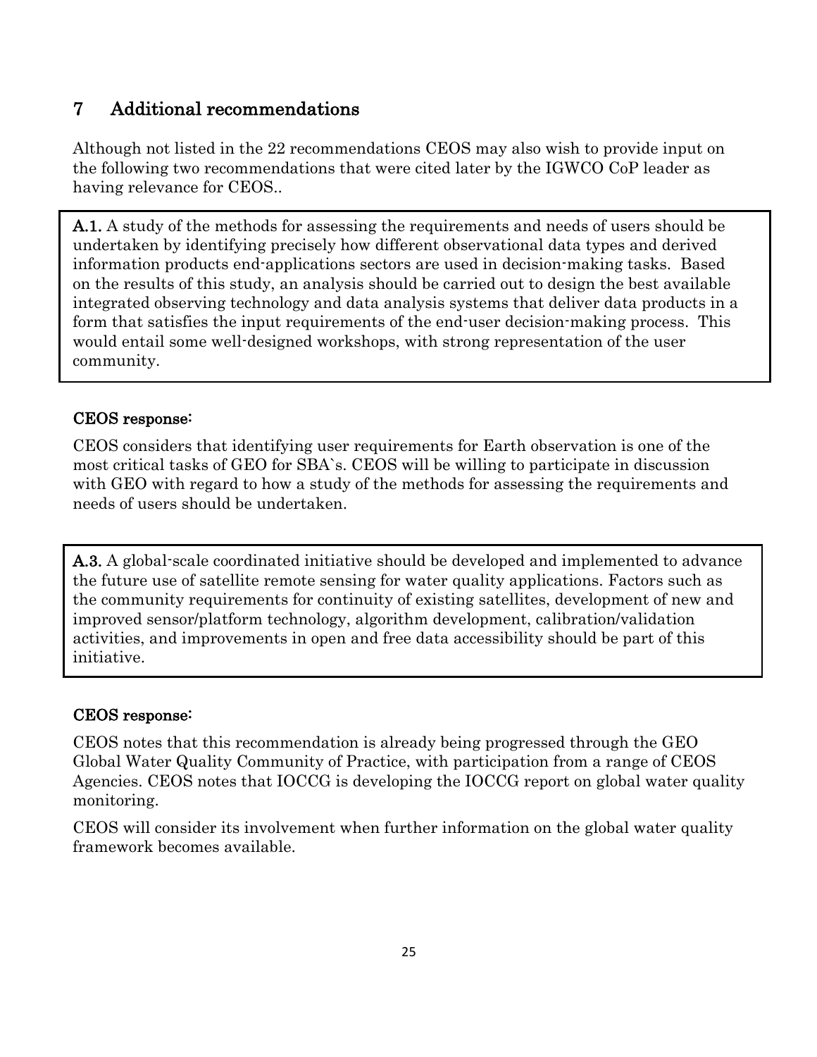## 7 Additional recommendations

Although not listed in the 22 recommendations CEOS may also wish to provide input on the following two recommendations that were cited later by the IGWCO CoP leader as having relevance for CEOS..

**A.1.** A study of the methods for assessing the requirements and needs of users should be undertaken by identifying precisely how different observational data types and derived information products end-applications sectors are used in decision-making tasks. Based on the results of this study, an analysis should be carried out to design the best available integrated observing technology and data analysis systems that deliver data products in a form that satisfies the input requirements of the end-user decision-making process. This would entail some well-designed workshops, with strong representation of the user community.

**CEOS response:**

CEOS considers that identifying user requirements for Earth observation is one of the most critical tasks of GEO for SBA`s. CEOS will be willing to participate in discussion with GEO with regard to how a study of the methods for assessing the requirements and needs of users should be undertaken.

**A.3.** A global-scale coordinated initiative should be developed and implemented to advance the future use of satellite remote sensing for water quality applications. Factors such as the community requirements for continuity of existing satellites, development of new and improved sensor/platform technology, algorithm development, calibration/validation activities, and improvements in open and free data accessibility should be part of this initiative.

**CEOS response:**

CEOS notes that this recommendation is already being progressed through the GEO Global Water Quality Community of Practice, with participation from a range of CEOS Agencies. CEOS notes that IOCCG is developing the IOCCG report on global water quality monitoring.

CEOS will consider its involvement when further information on the global water quality framework becomes available.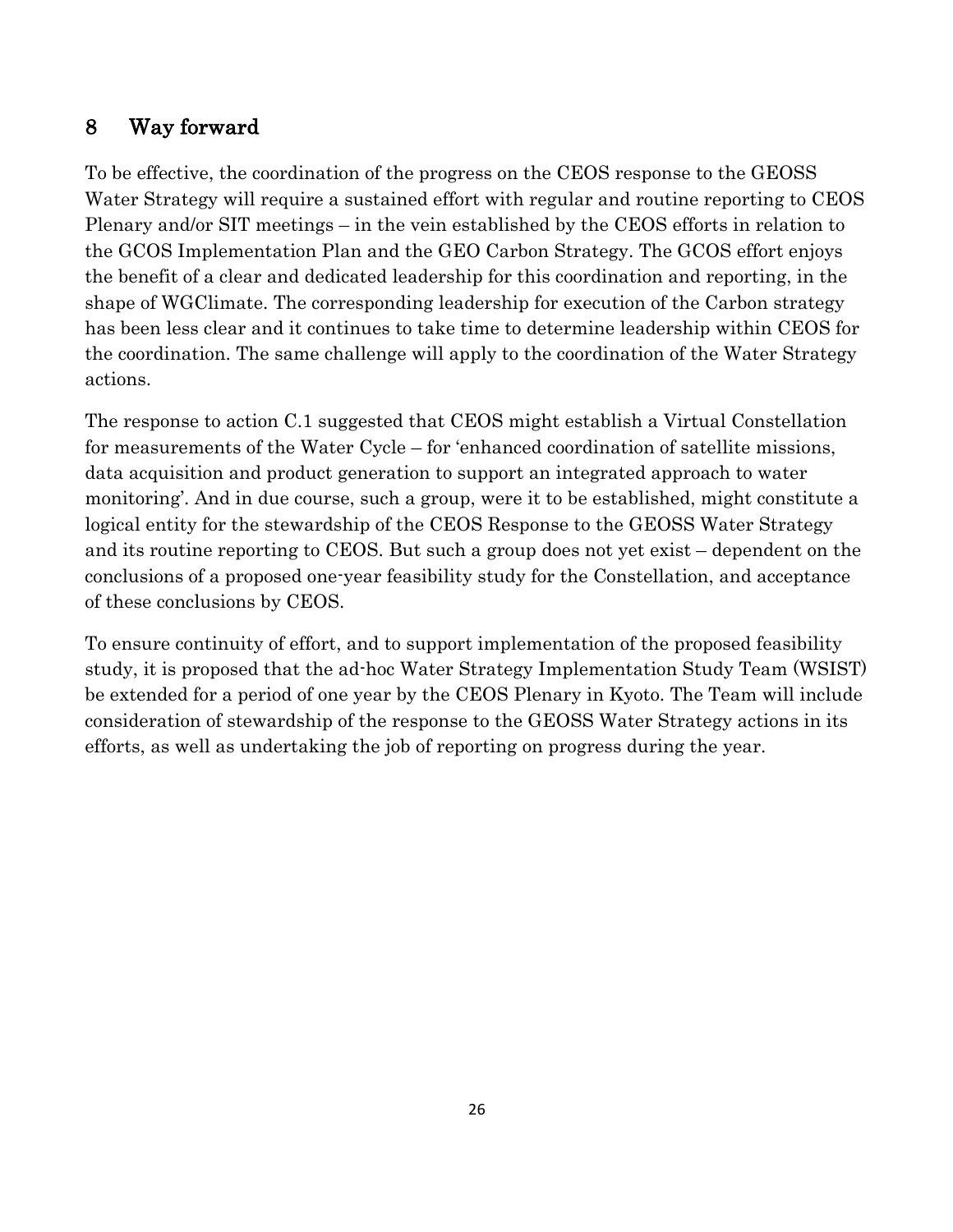# 8 Way forward

To be effective, the coordination of the progress on the CEOS response to the GEOSS Water Strategy will require a sustained effort with regular and routine reporting to CEOS Plenary and/or SIT meetings – in the vein established by the CEOS efforts in relation to the GCOS Implementation Plan and the GEO Carbon Strategy. The GCOS effort enjoys the benefit of a clear and dedicated leadership for this coordination and reporting, in the shape of WGClimate. The corresponding leadership for execution of the Carbon strategy has been less clear and it continues to take time to determine leadership within CEOS for the coordination. The same challenge will apply to the coordination of the Water Strategy actions.

The response to action C.1 suggested that CEOS might establish a Virtual Constellation for measurements of the Water Cycle – for 'enhanced coordination of satellite missions, data acquisition and product generation to support an integrated approach to water monitoring'. And in due course, such a group, were it to be established, might constitute a logical entity for the stewardship of the CEOS Response to the GEOSS Water Strategy and its routine reporting to CEOS. But such a group does not yet exist – dependent on the conclusions of a proposed one-year feasibility study for the Constellation, and acceptance of these conclusions by CEOS.

To ensure continuity of effort, and to support implementation of the proposed feasibility study, it is proposed that the ad-hoc Water Strategy Implementation Study Team (WSIST) be extended for a period of one year by the CEOS Plenary in Kyoto. The Team will include consideration of stewardship of the response to the GEOSS Water Strategy actions in its efforts, as well as undertaking the job of reporting on progress during the year.